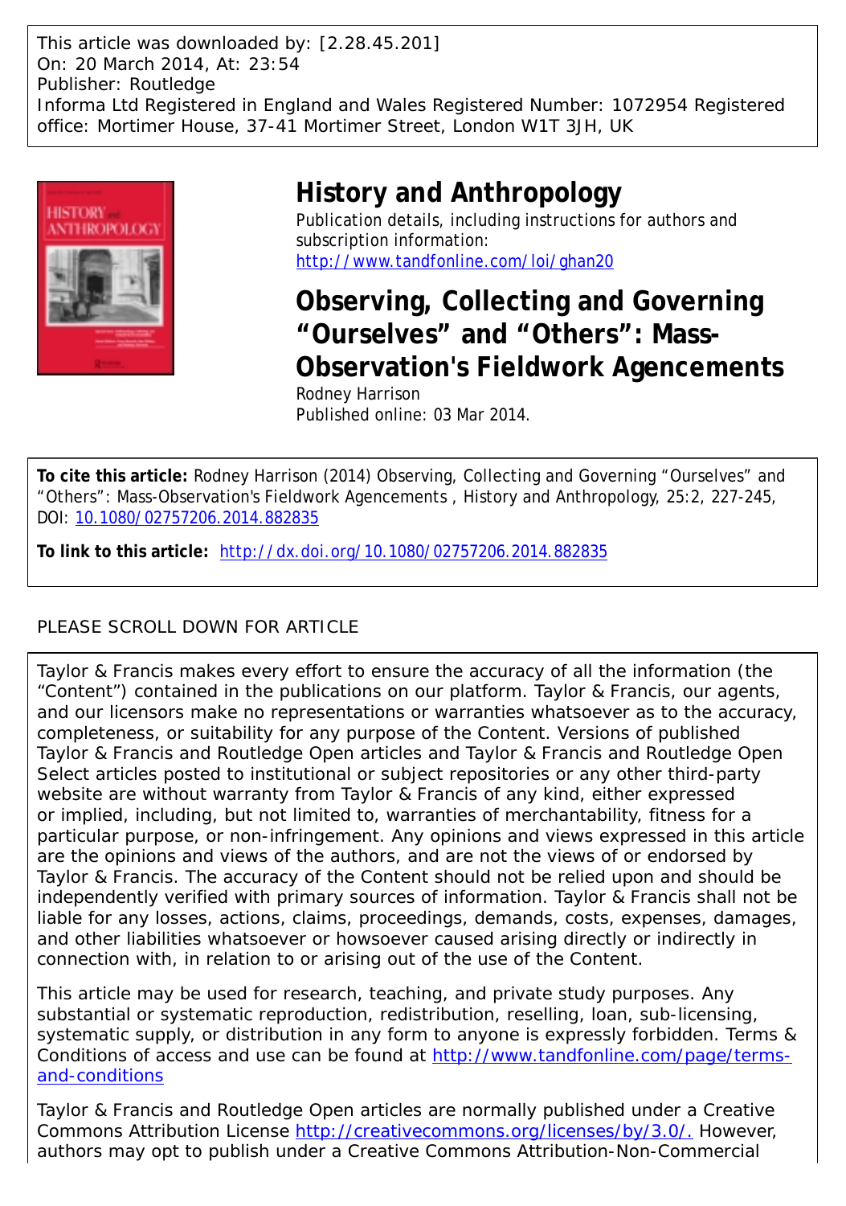This article was downloaded by: [2.28.45.201]
On: 20 March 2014, At: 23:54
Publisher: Routledge
Informa Ltd Registered in England and Wales Registered Number: 1072954 Registered office: Mortimer House, 37-41 Mortimer Street, London W1T 3JH, UK

# History and Anthropology

Publication details, including instructions for authors and subscription information:
http://www.tandfonline.com/loi/ghan20

## Observing, Collecting and Governing "Ourselves" and "Others": Mass-Observation's Fieldwork Agencements

Rodney Harrison

Published online: 03 Mar 2014.

**To cite this article:** Rodney Harrison (2014) Observing, Collecting and Governing "Ourselves" and "Others": Mass-Observation's Fieldwork Agencements , History and Anthropology, 25:2, 227-245, DOI: 10.1080/02757206.2014.882835

**To link to this article:** http://dx.doi.org/10.1080/02757206.2014.882835

PLEASE SCROLL DOWN FOR ARTICLE

Taylor & Francis makes every effort to ensure the accuracy of all the information (the "Content") contained in the publications on our platform. Taylor & Francis, our agents, and our licensors make no representations or warranties whatsoever as to the accuracy, completeness, or suitability for any purpose of the Content. Versions of published Taylor & Francis and Routledge Open articles and Taylor & Francis and Routledge Open Select articles posted to institutional or subject repositories or any other third-party website are without warranty from Taylor & Francis of any kind, either expressed or implied, including, but not limited to, warranties of merchantability, fitness for a particular purpose, or non-infringement. Any opinions and views expressed in this article are the opinions and views of the authors, and are not the views of or endorsed by Taylor & Francis. The accuracy of the Content should not be relied upon and should be independently verified with primary sources of information. Taylor & Francis shall not be liable for any losses, actions, claims, proceedings, demands, costs, expenses, damages, and other liabilities whatsoever or howsoever caused arising directly or indirectly in connection with, in relation to or arising out of the use of the Content.

This article may be used for research, teaching, and private study purposes. Any substantial or systematic reproduction, redistribution, reselling, loan, sub-licensing, systematic supply, or distribution in any form to anyone is expressly forbidden. Terms & Conditions of access and use can be found at http://www.tandfonline.com/page/terms-and-conditions

Taylor & Francis and Routledge Open articles are normally published under a Creative Commons Attribution License http://creativecommons.org/licenses/by/3.0/. However, authors may opt to publish under a Creative Commons Attribution-Non-Commercial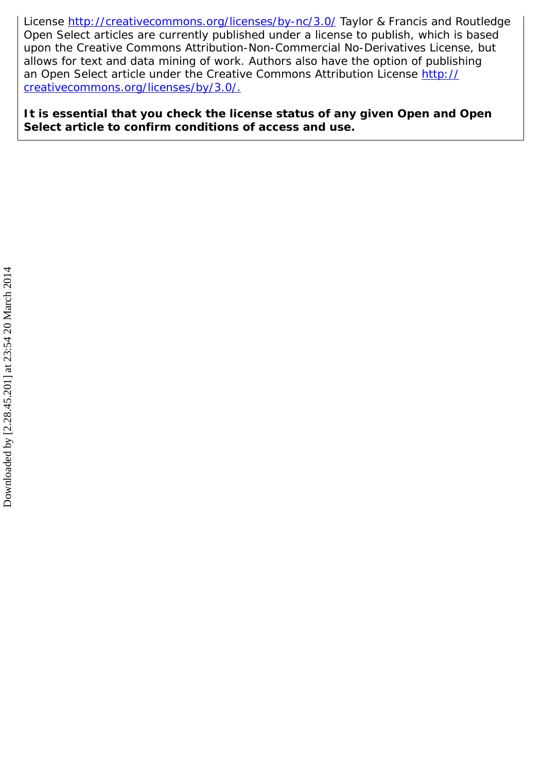License http://creativecommons.org/licenses/by-nc/3.0/ Taylor & Francis and Routledge Open Select articles are currently published under a license to publish, which is based upon the Creative Commons Attribution-Non-Commercial No-Derivatives License, but allows for text and data mining of work. Authors also have the option of publishing an Open Select article under the Creative Commons Attribution License http://creativecommons.org/licenses/by/3.0/.

**It is essential that you check the license status of any given Open and Open Select article to confirm conditions of access and use.**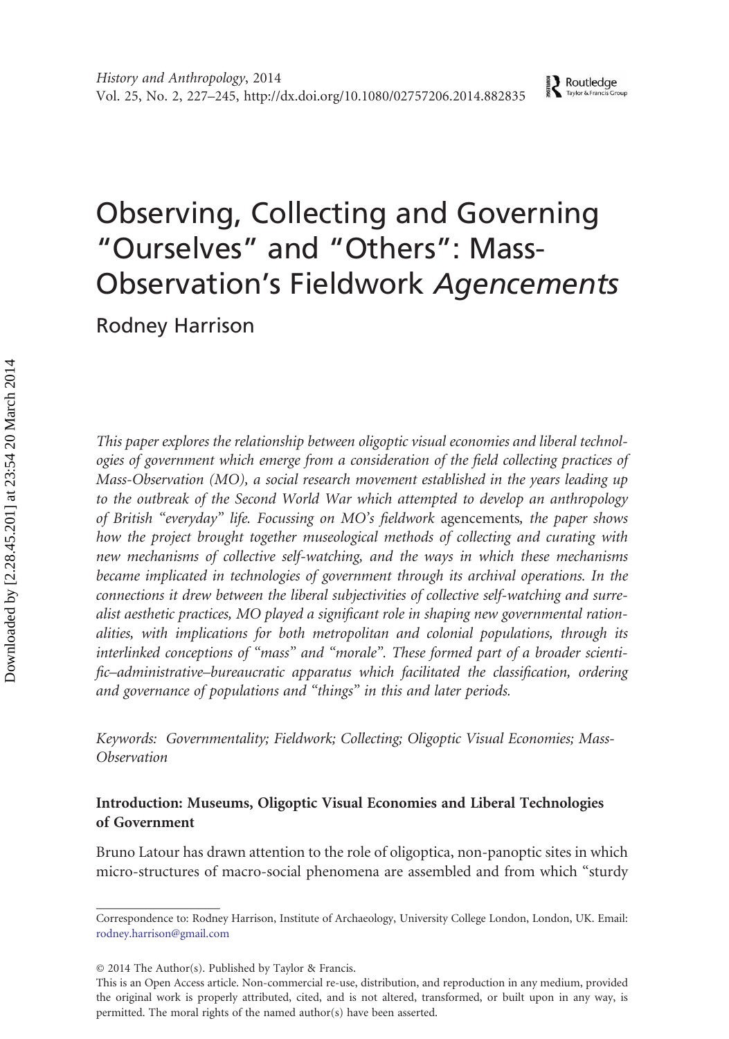# Observing, Collecting and Governing "Ourselves" and "Others": Mass-Observation's Fieldwork *Agencements*

Rodney Harrison

*This paper explores the relationship between oligoptic visual economies and liberal technologies of government which emerge from a consideration of the field collecting practices of Mass-Observation (MO), a social research movement established in the years leading up to the outbreak of the Second World War which attempted to develop an anthropology of British "everyday" life. Focussing on MO's fieldwork* agencements*, the paper shows how the project brought together museological methods of collecting and curating with new mechanisms of collective self-watching, and the ways in which these mechanisms became implicated in technologies of government through its archival operations. In the connections it drew between the liberal subjectivities of collective self-watching and surrealist aesthetic practices, MO played a significant role in shaping new governmental rationalities, with implications for both metropolitan and colonial populations, through its interlinked conceptions of "mass" and "morale". These formed part of a broader scientific–administrative–bureaucratic apparatus which facilitated the classification, ordering and governance of populations and "things" in this and later periods.*

*Keywords: Governmentality; Fieldwork; Collecting; Oligoptic Visual Economies; Mass-Observation*

### Introduction: Museums, Oligoptic Visual Economies and Liberal Technologies of Government

Bruno Latour has drawn attention to the role of oligoptica, non-panoptic sites in which micro-structures of macro-social phenomena are assembled and from which "sturdy

Correspondence to: Rodney Harrison, Institute of Archaeology, University College London, London, UK. Email: rodney.harrison@gmail.com

© 2014 The Author(s). Published by Taylor & Francis.
This is an Open Access article. Non-commercial re-use, distribution, and reproduction in any medium, provided the original work is properly attributed, cited, and is not altered, transformed, or built upon in any way, is permitted. The moral rights of the named author(s) have been asserted.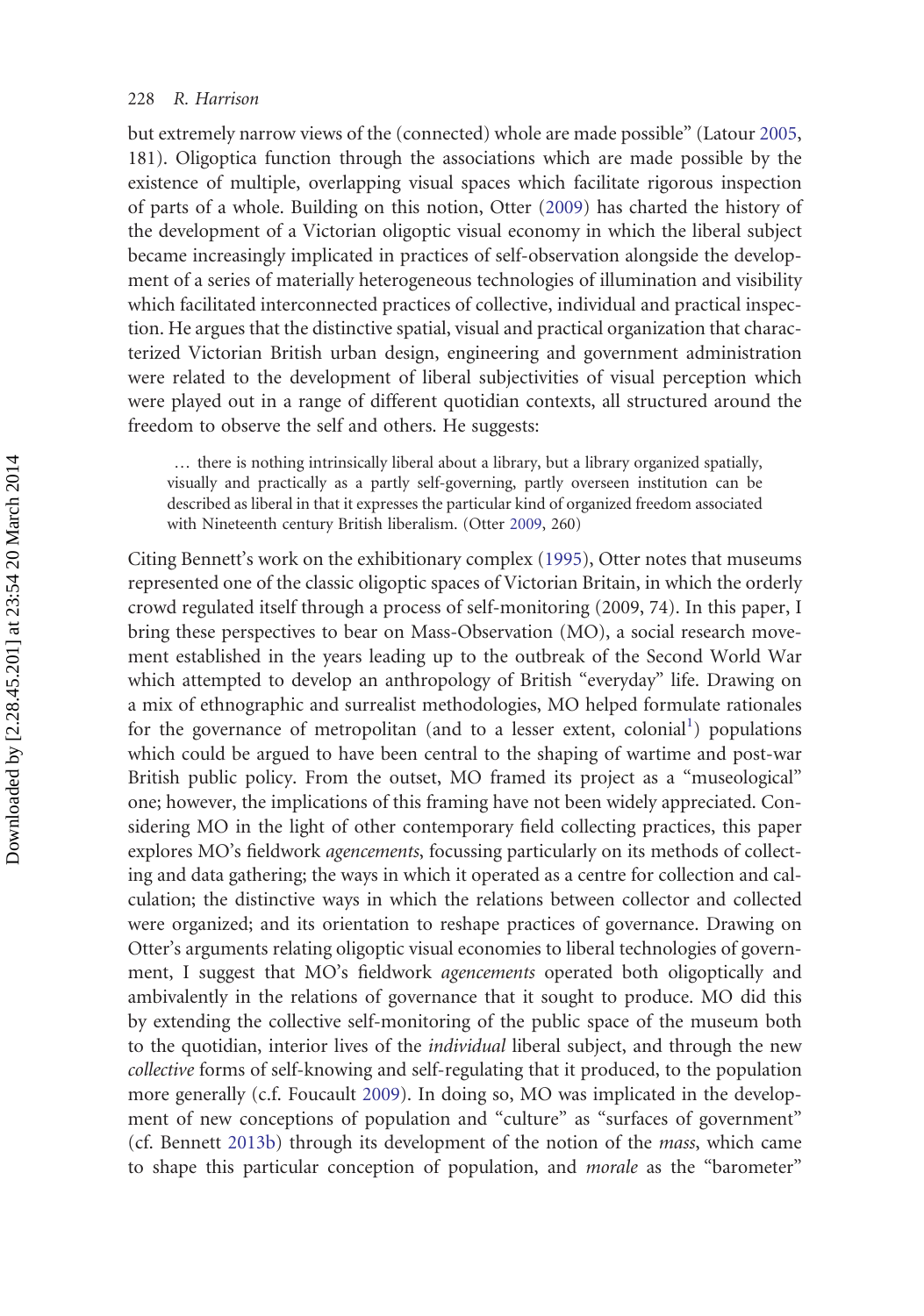but extremely narrow views of the (connected) whole are made possible" (Latour 2005, 181). Oligoptica function through the associations which are made possible by the existence of multiple, overlapping visual spaces which facilitate rigorous inspection of parts of a whole. Building on this notion, Otter (2009) has charted the history of the development of a Victorian oligoptic visual economy in which the liberal subject became increasingly implicated in practices of self-observation alongside the development of a series of materially heterogeneous technologies of illumination and visibility which facilitated interconnected practices of collective, individual and practical inspection. He argues that the distinctive spatial, visual and practical organization that characterized Victorian British urban design, engineering and government administration were related to the development of liberal subjectivities of visual perception which were played out in a range of different quotidian contexts, all structured around the freedom to observe the self and others. He suggests:

> … there is nothing intrinsically liberal about a library, but a library organized spatially, visually and practically as a partly self-governing, partly overseen institution can be described as liberal in that it expresses the particular kind of organized freedom associated with Nineteenth century British liberalism. (Otter 2009, 260)

Citing Bennett's work on the exhibitionary complex (1995), Otter notes that museums represented one of the classic oligoptic spaces of Victorian Britain, in which the orderly crowd regulated itself through a process of self-monitoring (2009, 74). In this paper, I bring these perspectives to bear on Mass-Observation (MO), a social research movement established in the years leading up to the outbreak of the Second World War which attempted to develop an anthropology of British "everyday" life. Drawing on a mix of ethnographic and surrealist methodologies, MO helped formulate rationales for the governance of metropolitan (and to a lesser extent, colonial[1]) populations which could be argued to have been central to the shaping of wartime and post-war British public policy. From the outset, MO framed its project as a "museological" one; however, the implications of this framing have not been widely appreciated. Considering MO in the light of other contemporary field collecting practices, this paper explores MO's fieldwork *agencements*, focussing particularly on its methods of collecting and data gathering; the ways in which it operated as a centre for collection and calculation; the distinctive ways in which the relations between collector and collected were organized; and its orientation to reshape practices of governance. Drawing on Otter's arguments relating oligoptic visual economies to liberal technologies of government, I suggest that MO's fieldwork *agencements* operated both oligoptically and ambivalently in the relations of governance that it sought to produce. MO did this by extending the collective self-monitoring of the public space of the museum both to the quotidian, interior lives of the *individual* liberal subject, and through the new *collective* forms of self-knowing and self-regulating that it produced, to the population more generally (c.f. Foucault 2009). In doing so, MO was implicated in the development of new conceptions of population and "culture" as "surfaces of government" (cf. Bennett 2013b) through its development of the notion of the *mass*, which came to shape this particular conception of population, and *morale* as the "barometer"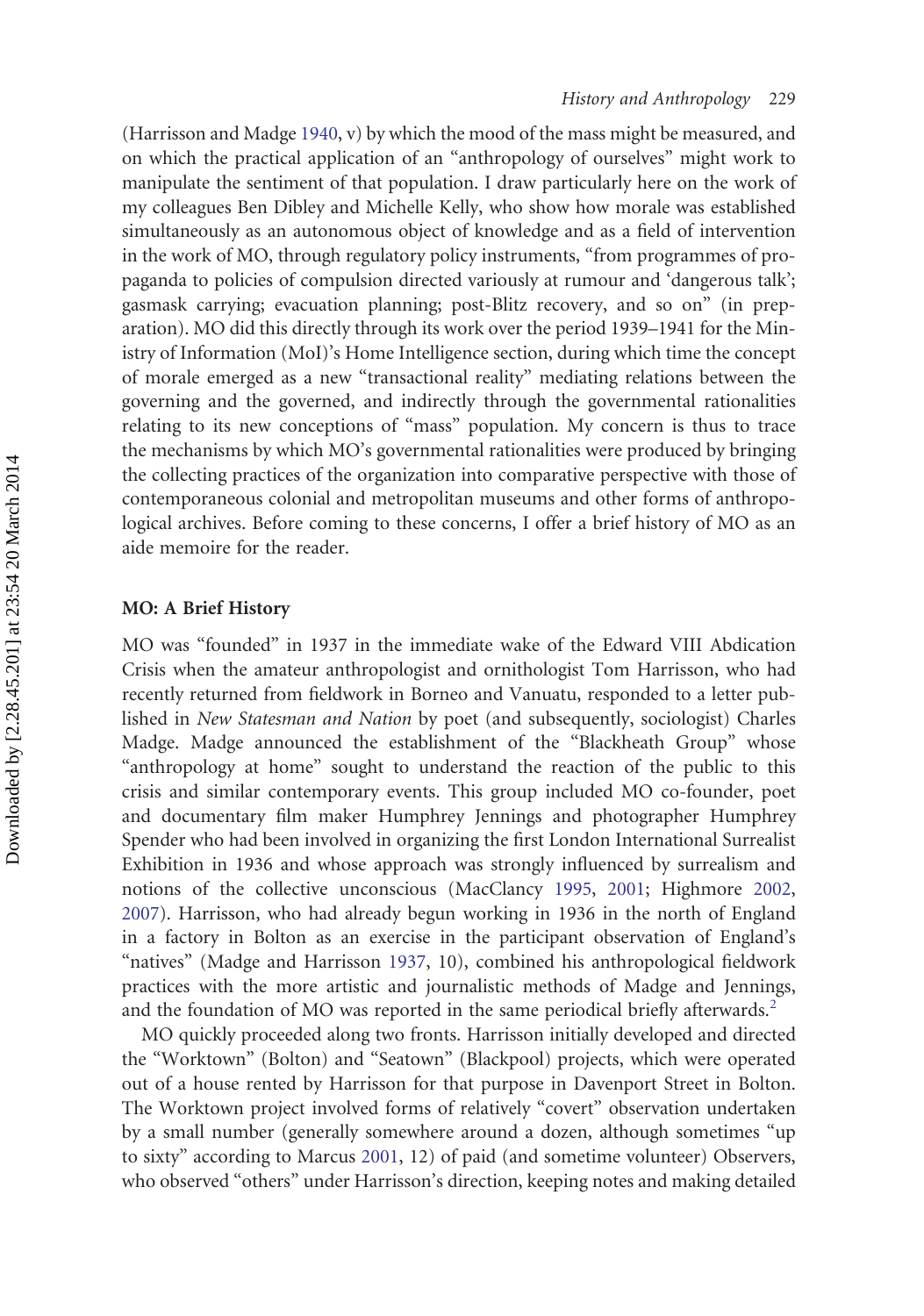(Harrisson and Madge 1940, v) by which the mood of the mass might be measured, and on which the practical application of an "anthropology of ourselves" might work to manipulate the sentiment of that population. I draw particularly here on the work of my colleagues Ben Dibley and Michelle Kelly, who show how morale was established simultaneously as an autonomous object of knowledge and as a field of intervention in the work of MO, through regulatory policy instruments, "from programmes of propaganda to policies of compulsion directed variously at rumour and 'dangerous talk'; gasmask carrying; evacuation planning; post-Blitz recovery, and so on" (in preparation). MO did this directly through its work over the period 1939–1941 for the Ministry of Information (MoI)'s Home Intelligence section, during which time the concept of morale emerged as a new "transactional reality" mediating relations between the governing and the governed, and indirectly through the governmental rationalities relating to its new conceptions of "mass" population. My concern is thus to trace the mechanisms by which MO's governmental rationalities were produced by bringing the collecting practices of the organization into comparative perspective with those of contemporaneous colonial and metropolitan museums and other forms of anthropological archives. Before coming to these concerns, I offer a brief history of MO as an aide memoire for the reader.

## MO: A Brief History

MO was "founded" in 1937 in the immediate wake of the Edward VIII Abdication Crisis when the amateur anthropologist and ornithologist Tom Harrisson, who had recently returned from fieldwork in Borneo and Vanuatu, responded to a letter published in *New Statesman and Nation* by poet (and subsequently, sociologist) Charles Madge. Madge announced the establishment of the "Blackheath Group" whose "anthropology at home" sought to understand the reaction of the public to this crisis and similar contemporary events. This group included MO co-founder, poet and documentary film maker Humphrey Jennings and photographer Humphrey Spender who had been involved in organizing the first London International Surrealist Exhibition in 1936 and whose approach was strongly influenced by surrealism and notions of the collective unconscious (MacClancy 1995, 2001; Highmore 2002, 2007). Harrisson, who had already begun working in 1936 in the north of England in a factory in Bolton as an exercise in the participant observation of England's "natives" (Madge and Harrisson 1937, 10), combined his anthropological fieldwork practices with the more artistic and journalistic methods of Madge and Jennings, and the foundation of MO was reported in the same periodical briefly afterwards.[2]

MO quickly proceeded along two fronts. Harrisson initially developed and directed the "Worktown" (Bolton) and "Seatown" (Blackpool) projects, which were operated out of a house rented by Harrisson for that purpose in Davenport Street in Bolton. The Worktown project involved forms of relatively "covert" observation undertaken by a small number (generally somewhere around a dozen, although sometimes "up to sixty" according to Marcus 2001, 12) of paid (and sometime volunteer) Observers, who observed "others" under Harrisson's direction, keeping notes and making detailed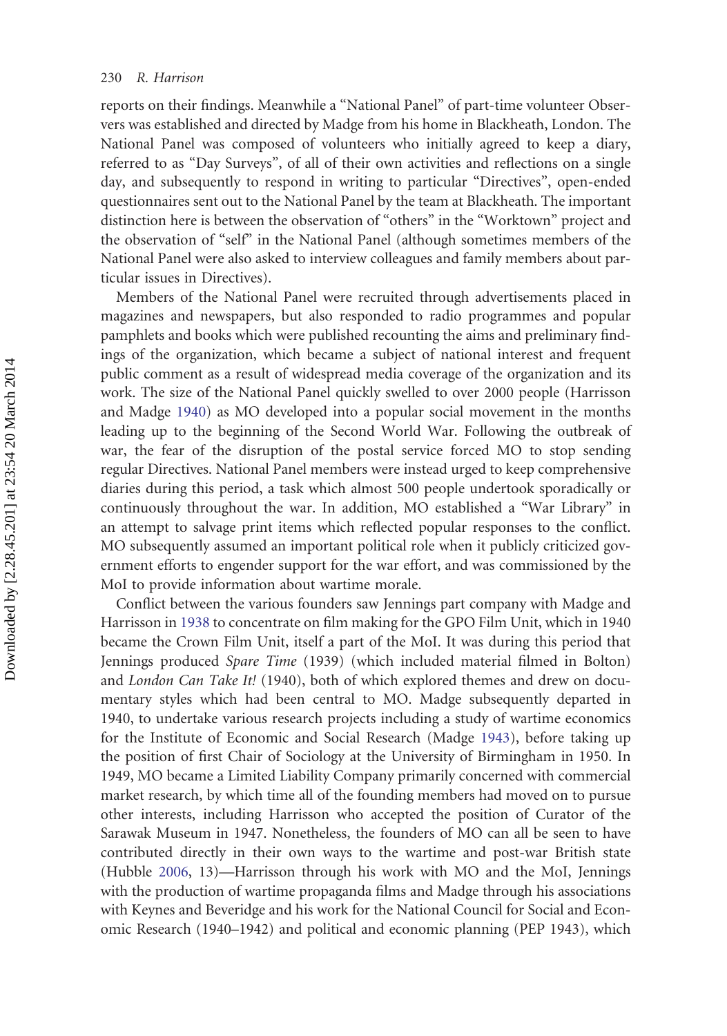reports on their findings. Meanwhile a "National Panel" of part-time volunteer Observers was established and directed by Madge from his home in Blackheath, London. The National Panel was composed of volunteers who initially agreed to keep a diary, referred to as "Day Surveys", of all of their own activities and reflections on a single day, and subsequently to respond in writing to particular "Directives", open-ended questionnaires sent out to the National Panel by the team at Blackheath. The important distinction here is between the observation of "others" in the "Worktown" project and the observation of "self" in the National Panel (although sometimes members of the National Panel were also asked to interview colleagues and family members about particular issues in Directives).

Members of the National Panel were recruited through advertisements placed in magazines and newspapers, but also responded to radio programmes and popular pamphlets and books which were published recounting the aims and preliminary findings of the organization, which became a subject of national interest and frequent public comment as a result of widespread media coverage of the organization and its work. The size of the National Panel quickly swelled to over 2000 people (Harrisson and Madge 1940) as MO developed into a popular social movement in the months leading up to the beginning of the Second World War. Following the outbreak of war, the fear of the disruption of the postal service forced MO to stop sending regular Directives. National Panel members were instead urged to keep comprehensive diaries during this period, a task which almost 500 people undertook sporadically or continuously throughout the war. In addition, MO established a "War Library" in an attempt to salvage print items which reflected popular responses to the conflict. MO subsequently assumed an important political role when it publicly criticized government efforts to engender support for the war effort, and was commissioned by the MoI to provide information about wartime morale.

Conflict between the various founders saw Jennings part company with Madge and Harrisson in 1938 to concentrate on film making for the GPO Film Unit, which in 1940 became the Crown Film Unit, itself a part of the MoI. It was during this period that Jennings produced *Spare Time* (1939) (which included material filmed in Bolton) and *London Can Take It!* (1940), both of which explored themes and drew on documentary styles which had been central to MO. Madge subsequently departed in 1940, to undertake various research projects including a study of wartime economics for the Institute of Economic and Social Research (Madge 1943), before taking up the position of first Chair of Sociology at the University of Birmingham in 1950. In 1949, MO became a Limited Liability Company primarily concerned with commercial market research, by which time all of the founding members had moved on to pursue other interests, including Harrisson who accepted the position of Curator of the Sarawak Museum in 1947. Nonetheless, the founders of MO can all be seen to have contributed directly in their own ways to the wartime and post-war British state (Hubble 2006, 13)—Harrisson through his work with MO and the MoI, Jennings with the production of wartime propaganda films and Madge through his associations with Keynes and Beveridge and his work for the National Council for Social and Economic Research (1940–1942) and political and economic planning (PEP 1943), which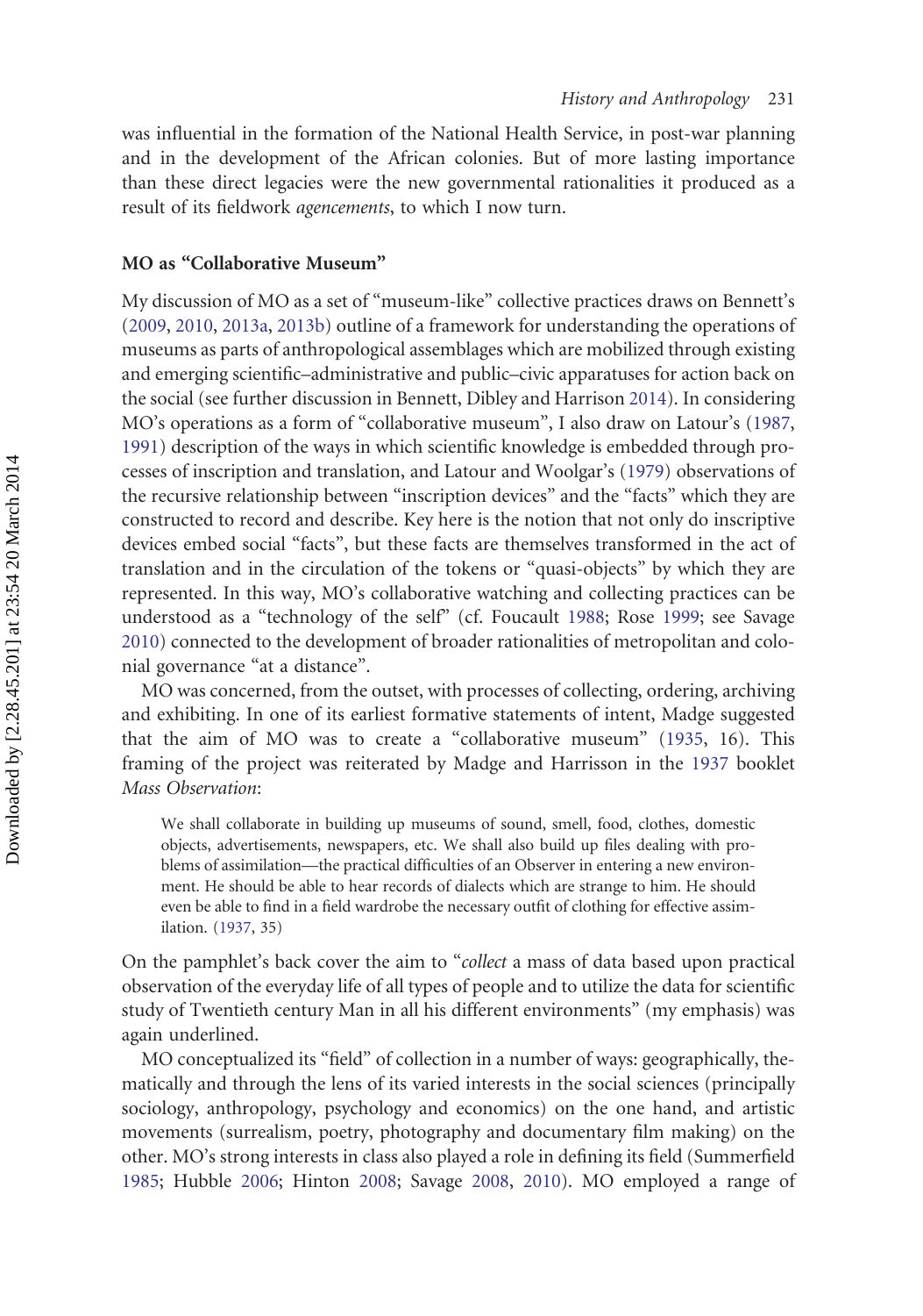was influential in the formation of the National Health Service, in post-war planning and in the development of the African colonies. But of more lasting importance than these direct legacies were the new governmental rationalities it produced as a result of its fieldwork *agencements*, to which I now turn.

### MO as "Collaborative Museum"

My discussion of MO as a set of "museum-like" collective practices draws on Bennett's (2009, 2010, 2013a, 2013b) outline of a framework for understanding the operations of museums as parts of anthropological assemblages which are mobilized through existing and emerging scientific–administrative and public–civic apparatuses for action back on the social (see further discussion in Bennett, Dibley and Harrison 2014). In considering MO's operations as a form of "collaborative museum", I also draw on Latour's (1987, 1991) description of the ways in which scientific knowledge is embedded through processes of inscription and translation, and Latour and Woolgar's (1979) observations of the recursive relationship between "inscription devices" and the "facts" which they are constructed to record and describe. Key here is the notion that not only do inscriptive devices embed social "facts", but these facts are themselves transformed in the act of translation and in the circulation of the tokens or "quasi-objects" by which they are represented. In this way, MO's collaborative watching and collecting practices can be understood as a "technology of the self" (cf. Foucault 1988; Rose 1999; see Savage 2010) connected to the development of broader rationalities of metropolitan and colonial governance "at a distance".

MO was concerned, from the outset, with processes of collecting, ordering, archiving and exhibiting. In one of its earliest formative statements of intent, Madge suggested that the aim of MO was to create a "collaborative museum" (1935, 16). This framing of the project was reiterated by Madge and Harrisson in the 1937 booklet *Mass Observation*:

> We shall collaborate in building up museums of sound, smell, food, clothes, domestic objects, advertisements, newspapers, etc. We shall also build up files dealing with problems of assimilation—the practical difficulties of an Observer in entering a new environment. He should be able to hear records of dialects which are strange to him. He should even be able to find in a field wardrobe the necessary outfit of clothing for effective assimilation. (1937, 35)

On the pamphlet's back cover the aim to "*collect* a mass of data based upon practical observation of the everyday life of all types of people and to utilize the data for scientific study of Twentieth century Man in all his different environments" (my emphasis) was again underlined.

MO conceptualized its "field" of collection in a number of ways: geographically, thematically and through the lens of its varied interests in the social sciences (principally sociology, anthropology, psychology and economics) on the one hand, and artistic movements (surrealism, poetry, photography and documentary film making) on the other. MO's strong interests in class also played a role in defining its field (Summerfield 1985; Hubble 2006; Hinton 2008; Savage 2008, 2010). MO employed a range of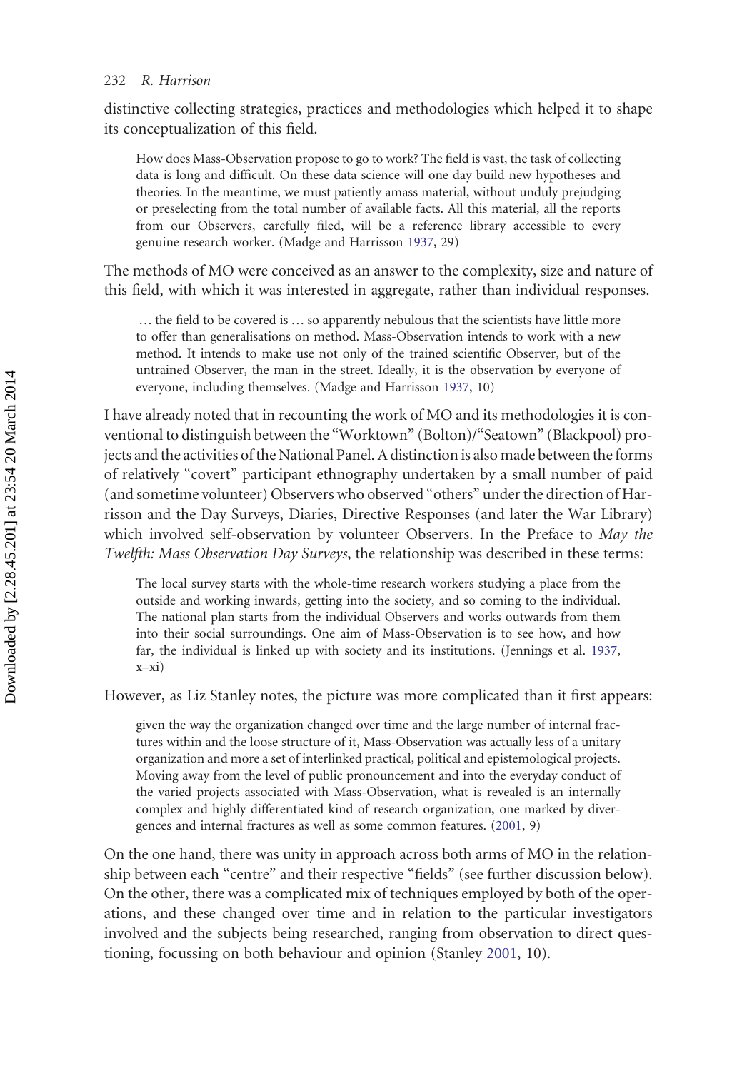distinctive collecting strategies, practices and methodologies which helped it to shape its conceptualization of this field.

> How does Mass-Observation propose to go to work? The field is vast, the task of collecting data is long and difficult. On these data science will one day build new hypotheses and theories. In the meantime, we must patiently amass material, without unduly prejudging or preselecting from the total number of available facts. All this material, all the reports from our Observers, carefully filed, will be a reference library accessible to every genuine research worker. (Madge and Harrisson 1937, 29)

The methods of MO were conceived as an answer to the complexity, size and nature of this field, with which it was interested in aggregate, rather than individual responses.

> … the field to be covered is … so apparently nebulous that the scientists have little more to offer than generalisations on method. Mass-Observation intends to work with a new method. It intends to make use not only of the trained scientific Observer, but of the untrained Observer, the man in the street. Ideally, it is the observation by everyone of everyone, including themselves. (Madge and Harrisson 1937, 10)

I have already noted that in recounting the work of MO and its methodologies it is conventional to distinguish between the "Worktown" (Bolton)/"Seatown" (Blackpool) projects and the activities of the National Panel. A distinction is also made between the forms of relatively "covert" participant ethnography undertaken by a small number of paid (and sometime volunteer) Observers who observed "others" under the direction of Harrisson and the Day Surveys, Diaries, Directive Responses (and later the War Library) which involved self-observation by volunteer Observers. In the Preface to *May the Twelfth: Mass Observation Day Surveys*, the relationship was described in these terms:

> The local survey starts with the whole-time research workers studying a place from the outside and working inwards, getting into the society, and so coming to the individual. The national plan starts from the individual Observers and works outwards from them into their social surroundings. One aim of Mass-Observation is to see how, and how far, the individual is linked up with society and its institutions. (Jennings et al. 1937, x–xi)

However, as Liz Stanley notes, the picture was more complicated than it first appears:

> given the way the organization changed over time and the large number of internal fractures within and the loose structure of it, Mass-Observation was actually less of a unitary organization and more a set of interlinked practical, political and epistemological projects. Moving away from the level of public pronouncement and into the everyday conduct of the varied projects associated with Mass-Observation, what is revealed is an internally complex and highly differentiated kind of research organization, one marked by divergences and internal fractures as well as some common features. (2001, 9)

On the one hand, there was unity in approach across both arms of MO in the relationship between each "centre" and their respective "fields" (see further discussion below). On the other, there was a complicated mix of techniques employed by both of the operations, and these changed over time and in relation to the particular investigators involved and the subjects being researched, ranging from observation to direct questioning, focussing on both behaviour and opinion (Stanley 2001, 10).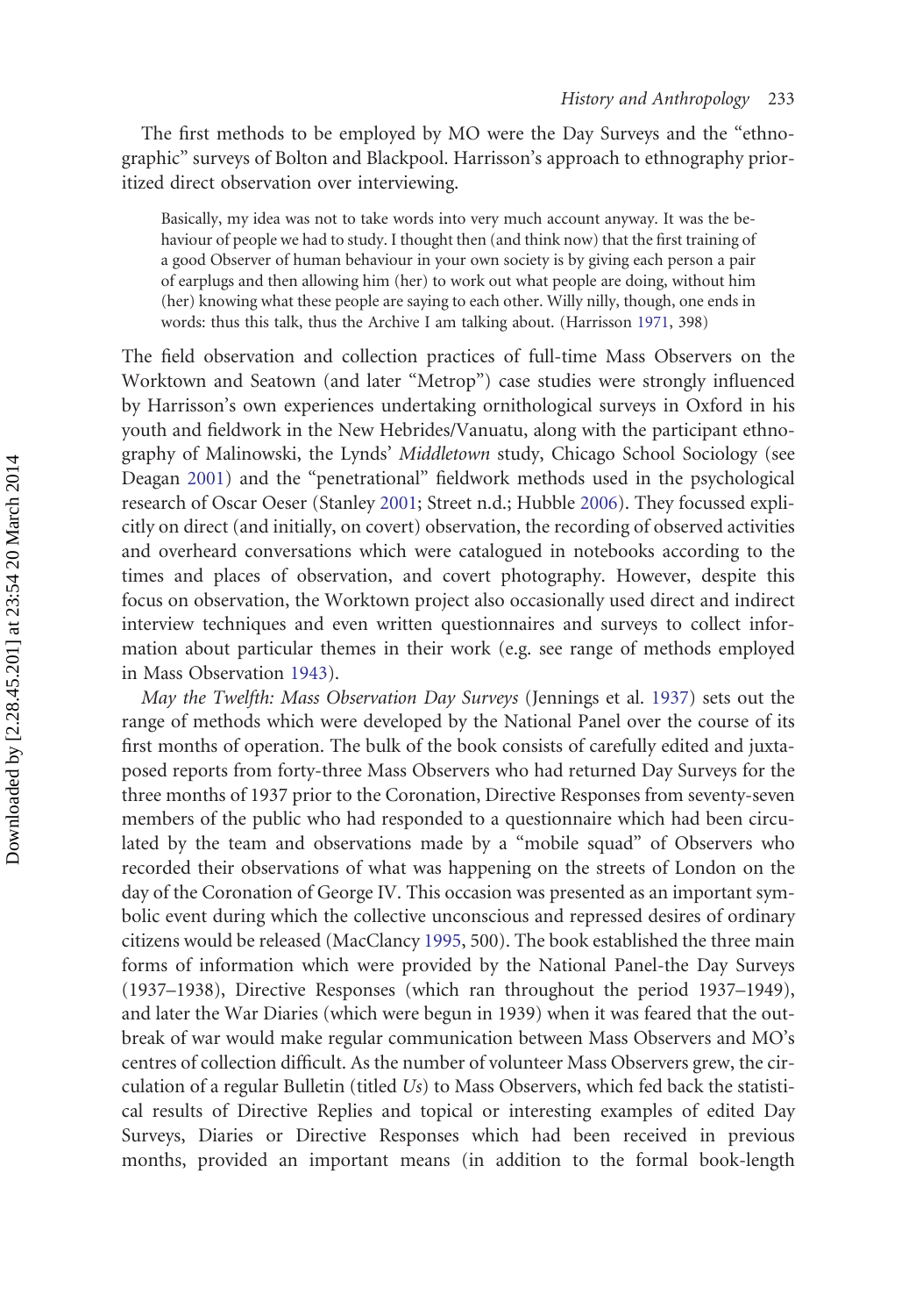The first methods to be employed by MO were the Day Surveys and the "ethnographic" surveys of Bolton and Blackpool. Harrisson's approach to ethnography prioritized direct observation over interviewing.

> Basically, my idea was not to take words into very much account anyway. It was the behaviour of people we had to study. I thought then (and think now) that the first training of a good Observer of human behaviour in your own society is by giving each person a pair of earplugs and then allowing him (her) to work out what people are doing, without him (her) knowing what these people are saying to each other. Willy nilly, though, one ends in words: thus this talk, thus the Archive I am talking about. (Harrisson 1971, 398)

The field observation and collection practices of full-time Mass Observers on the Worktown and Seatown (and later "Metrop") case studies were strongly influenced by Harrisson's own experiences undertaking ornithological surveys in Oxford in his youth and fieldwork in the New Hebrides/Vanuatu, along with the participant ethnography of Malinowski, the Lynds' *Middletown* study, Chicago School Sociology (see Deagan 2001) and the "penetrational" fieldwork methods used in the psychological research of Oscar Oeser (Stanley 2001; Street n.d.; Hubble 2006). They focussed explicitly on direct (and initially, on covert) observation, the recording of observed activities and overheard conversations which were catalogued in notebooks according to the times and places of observation, and covert photography. However, despite this focus on observation, the Worktown project also occasionally used direct and indirect interview techniques and even written questionnaires and surveys to collect information about particular themes in their work (e.g. see range of methods employed in Mass Observation 1943).

*May the Twelfth: Mass Observation Day Surveys* (Jennings et al. 1937) sets out the range of methods which were developed by the National Panel over the course of its first months of operation. The bulk of the book consists of carefully edited and juxtaposed reports from forty-three Mass Observers who had returned Day Surveys for the three months of 1937 prior to the Coronation, Directive Responses from seventy-seven members of the public who had responded to a questionnaire which had been circulated by the team and observations made by a "mobile squad" of Observers who recorded their observations of what was happening on the streets of London on the day of the Coronation of George IV. This occasion was presented as an important symbolic event during which the collective unconscious and repressed desires of ordinary citizens would be released (MacClancy 1995, 500). The book established the three main forms of information which were provided by the National Panel-the Day Surveys (1937–1938), Directive Responses (which ran throughout the period 1937–1949), and later the War Diaries (which were begun in 1939) when it was feared that the outbreak of war would make regular communication between Mass Observers and MO's centres of collection difficult. As the number of volunteer Mass Observers grew, the circulation of a regular Bulletin (titled *Us*) to Mass Observers, which fed back the statistical results of Directive Replies and topical or interesting examples of edited Day Surveys, Diaries or Directive Responses which had been received in previous months, provided an important means (in addition to the formal book-length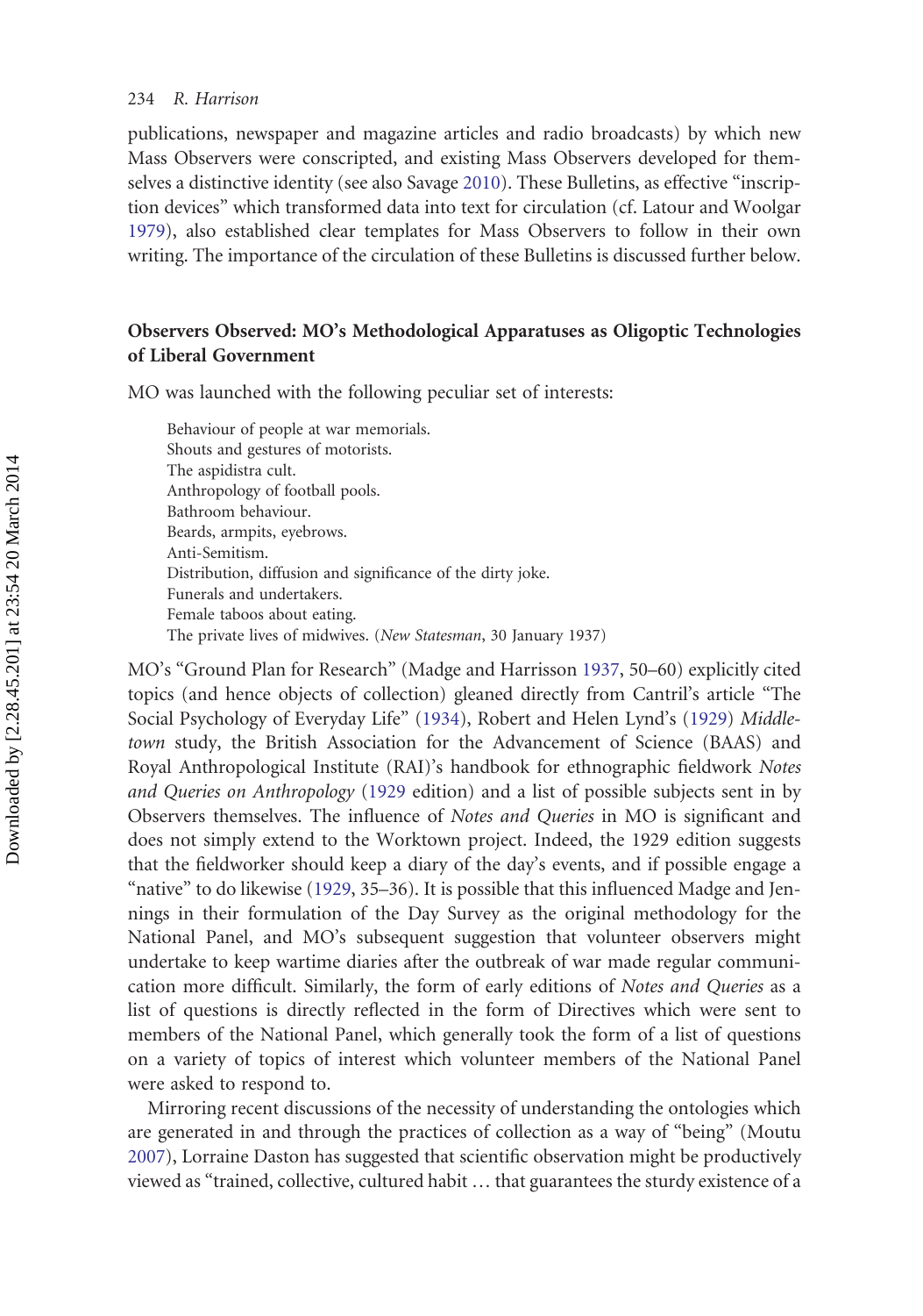publications, newspaper and magazine articles and radio broadcasts) by which new Mass Observers were conscripted, and existing Mass Observers developed for themselves a distinctive identity (see also Savage 2010). These Bulletins, as effective "inscription devices" which transformed data into text for circulation (cf. Latour and Woolgar 1979), also established clear templates for Mass Observers to follow in their own writing. The importance of the circulation of these Bulletins is discussed further below.

## Observers Observed: MO's Methodological Apparatuses as Oligoptic Technologies of Liberal Government

MO was launched with the following peculiar set of interests:

> Behaviour of people at war memorials.
> Shouts and gestures of motorists.
> The aspidistra cult.
> Anthropology of football pools.
> Bathroom behaviour.
> Beards, armpits, eyebrows.
> Anti-Semitism.
> Distribution, diffusion and significance of the dirty joke.
> Funerals and undertakers.
> Female taboos about eating.
> The private lives of midwives. (*New Statesman*, 30 January 1937)

MO's "Ground Plan for Research" (Madge and Harrisson 1937, 50–60) explicitly cited topics (and hence objects of collection) gleaned directly from Cantril's article "The Social Psychology of Everyday Life" (1934), Robert and Helen Lynd's (1929) *Middletown* study, the British Association for the Advancement of Science (BAAS) and Royal Anthropological Institute (RAI)'s handbook for ethnographic fieldwork *Notes and Queries on Anthropology* (1929 edition) and a list of possible subjects sent in by Observers themselves. The influence of *Notes and Queries* in MO is significant and does not simply extend to the Worktown project. Indeed, the 1929 edition suggests that the fieldworker should keep a diary of the day's events, and if possible engage a "native" to do likewise (1929, 35–36). It is possible that this influenced Madge and Jennings in their formulation of the Day Survey as the original methodology for the National Panel, and MO's subsequent suggestion that volunteer observers might undertake to keep wartime diaries after the outbreak of war made regular communication more difficult. Similarly, the form of early editions of *Notes and Queries* as a list of questions is directly reflected in the form of Directives which were sent to members of the National Panel, which generally took the form of a list of questions on a variety of topics of interest which volunteer members of the National Panel were asked to respond to.

Mirroring recent discussions of the necessity of understanding the ontologies which are generated in and through the practices of collection as a way of "being" (Moutu 2007), Lorraine Daston has suggested that scientific observation might be productively viewed as "trained, collective, cultured habit … that guarantees the sturdy existence of a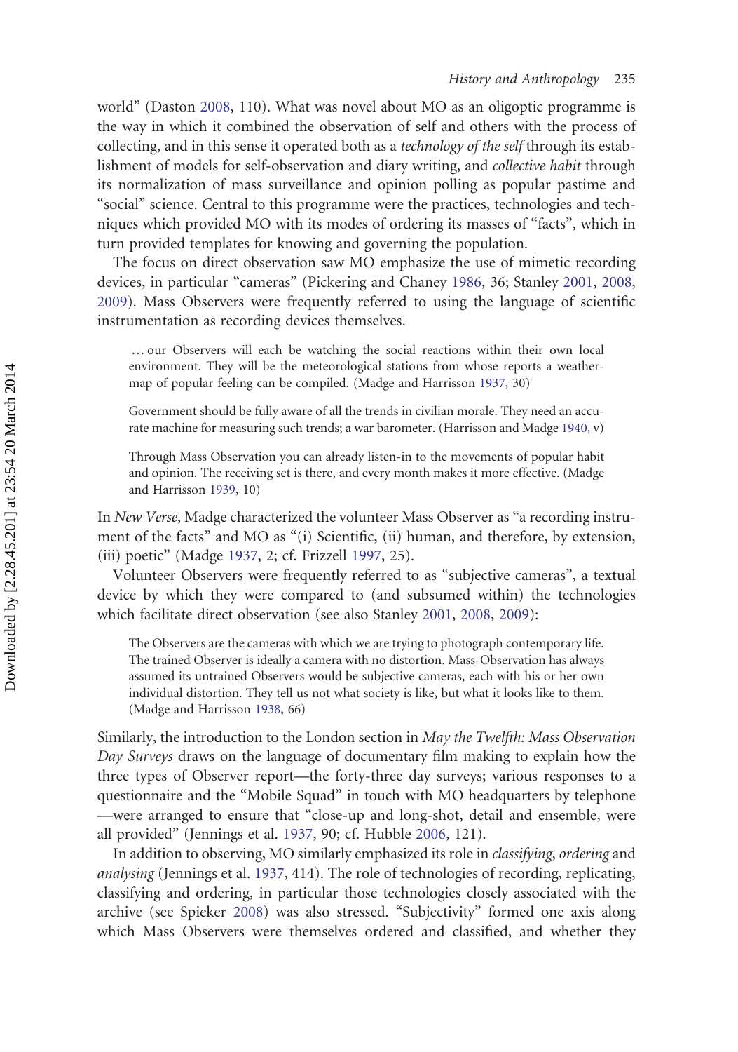world" (Daston 2008, 110). What was novel about MO as an oligoptic programme is the way in which it combined the observation of self and others with the process of collecting, and in this sense it operated both as a *technology of the self* through its establishment of models for self-observation and diary writing, and *collective habit* through its normalization of mass surveillance and opinion polling as popular pastime and "social" science. Central to this programme were the practices, technologies and techniques which provided MO with its modes of ordering its masses of "facts", which in turn provided templates for knowing and governing the population.

The focus on direct observation saw MO emphasize the use of mimetic recording devices, in particular "cameras" (Pickering and Chaney 1986, 36; Stanley 2001, 2008, 2009). Mass Observers were frequently referred to using the language of scientific instrumentation as recording devices themselves.

> … our Observers will each be watching the social reactions within their own local environment. They will be the meteorological stations from whose reports a weather-map of popular feeling can be compiled. (Madge and Harrisson 1937, 30)

> Government should be fully aware of all the trends in civilian morale. They need an accurate machine for measuring such trends; a war barometer. (Harrisson and Madge 1940, v)

> Through Mass Observation you can already listen-in to the movements of popular habit and opinion. The receiving set is there, and every month makes it more effective. (Madge and Harrisson 1939, 10)

In *New Verse*, Madge characterized the volunteer Mass Observer as "a recording instrument of the facts" and MO as "(i) Scientific, (ii) human, and therefore, by extension, (iii) poetic" (Madge 1937, 2; cf. Frizzell 1997, 25).

Volunteer Observers were frequently referred to as "subjective cameras", a textual device by which they were compared to (and subsumed within) the technologies which facilitate direct observation (see also Stanley 2001, 2008, 2009):

> The Observers are the cameras with which we are trying to photograph contemporary life. The trained Observer is ideally a camera with no distortion. Mass-Observation has always assumed its untrained Observers would be subjective cameras, each with his or her own individual distortion. They tell us not what society is like, but what it looks like to them. (Madge and Harrisson 1938, 66)

Similarly, the introduction to the London section in *May the Twelfth: Mass Observation Day Surveys* draws on the language of documentary film making to explain how the three types of Observer report—the forty-three day surveys; various responses to a questionnaire and the "Mobile Squad" in touch with MO headquarters by telephone—were arranged to ensure that "close-up and long-shot, detail and ensemble, were all provided" (Jennings et al. 1937, 90; cf. Hubble 2006, 121).

In addition to observing, MO similarly emphasized its role in *classifying*, *ordering* and *analysing* (Jennings et al. 1937, 414). The role of technologies of recording, replicating, classifying and ordering, in particular those technologies closely associated with the archive (see Spieker 2008) was also stressed. "Subjectivity" formed one axis along which Mass Observers were themselves ordered and classified, and whether they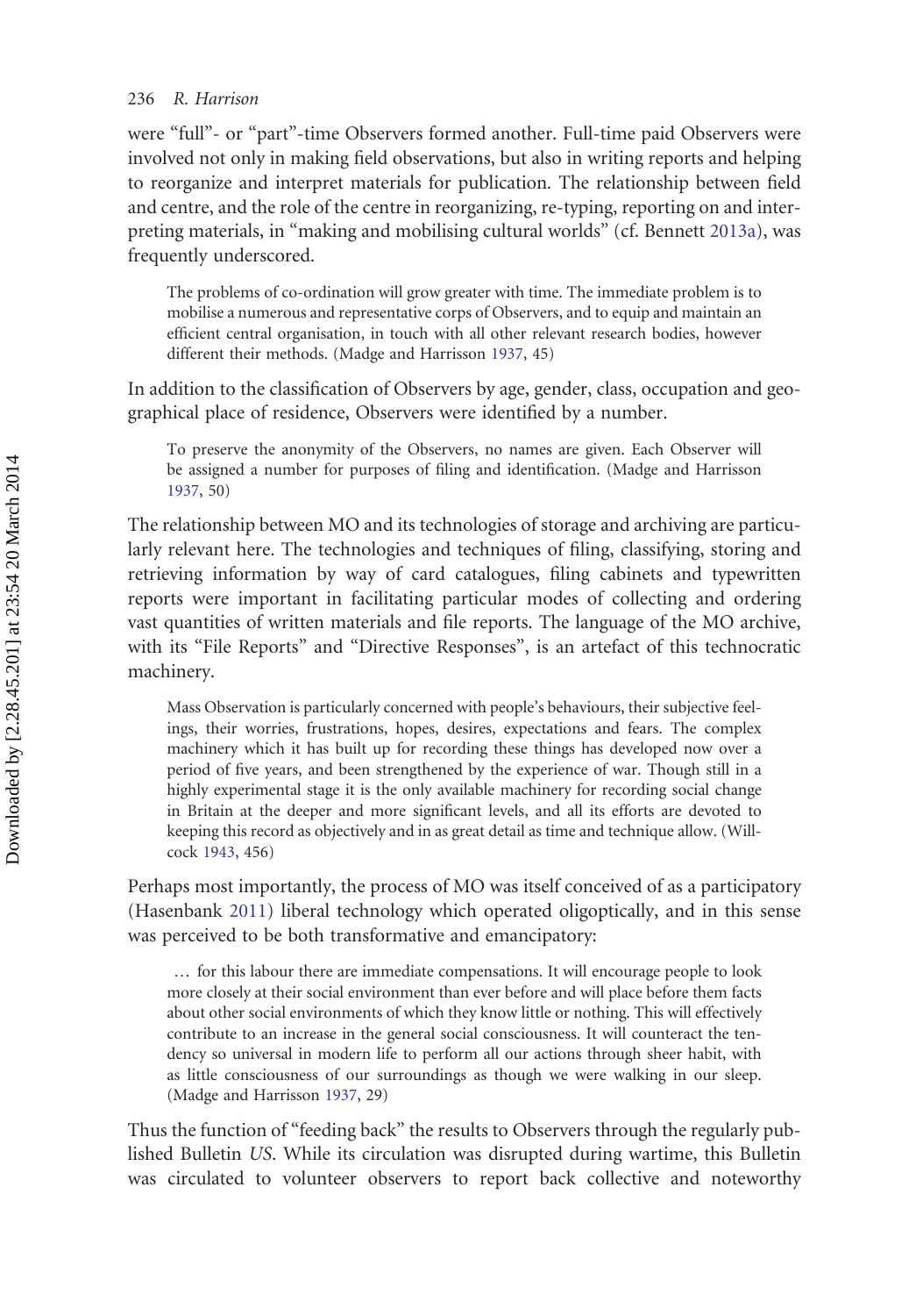were "full"- or "part"-time Observers formed another. Full-time paid Observers were involved not only in making field observations, but also in writing reports and helping to reorganize and interpret materials for publication. The relationship between field and centre, and the role of the centre in reorganizing, re-typing, reporting on and interpreting materials, in "making and mobilising cultural worlds" (cf. Bennett 2013a), was frequently underscored.

> The problems of co-ordination will grow greater with time. The immediate problem is to mobilise a numerous and representative corps of Observers, and to equip and maintain an efficient central organisation, in touch with all other relevant research bodies, however different their methods. (Madge and Harrisson 1937, 45)

In addition to the classification of Observers by age, gender, class, occupation and geographical place of residence, Observers were identified by a number.

> To preserve the anonymity of the Observers, no names are given. Each Observer will be assigned a number for purposes of filing and identification. (Madge and Harrisson 1937, 50)

The relationship between MO and its technologies of storage and archiving are particularly relevant here. The technologies and techniques of filing, classifying, storing and retrieving information by way of card catalogues, filing cabinets and typewritten reports were important in facilitating particular modes of collecting and ordering vast quantities of written materials and file reports. The language of the MO archive, with its "File Reports" and "Directive Responses", is an artefact of this technocratic machinery.

> Mass Observation is particularly concerned with people's behaviours, their subjective feelings, their worries, frustrations, hopes, desires, expectations and fears. The complex machinery which it has built up for recording these things has developed now over a period of five years, and been strengthened by the experience of war. Though still in a highly experimental stage it is the only available machinery for recording social change in Britain at the deeper and more significant levels, and all its efforts are devoted to keeping this record as objectively and in as great detail as time and technique allow. (Willcock 1943, 456)

Perhaps most importantly, the process of MO was itself conceived of as a participatory (Hasenbank 2011) liberal technology which operated oligoptically, and in this sense was perceived to be both transformative and emancipatory:

> … for this labour there are immediate compensations. It will encourage people to look more closely at their social environment than ever before and will place before them facts about other social environments of which they know little or nothing. This will effectively contribute to an increase in the general social consciousness. It will counteract the tendency so universal in modern life to perform all our actions through sheer habit, with as little consciousness of our surroundings as though we were walking in our sleep. (Madge and Harrisson 1937, 29)

Thus the function of "feeding back" the results to Observers through the regularly published Bulletin *US*. While its circulation was disrupted during wartime, this Bulletin was circulated to volunteer observers to report back collective and noteworthy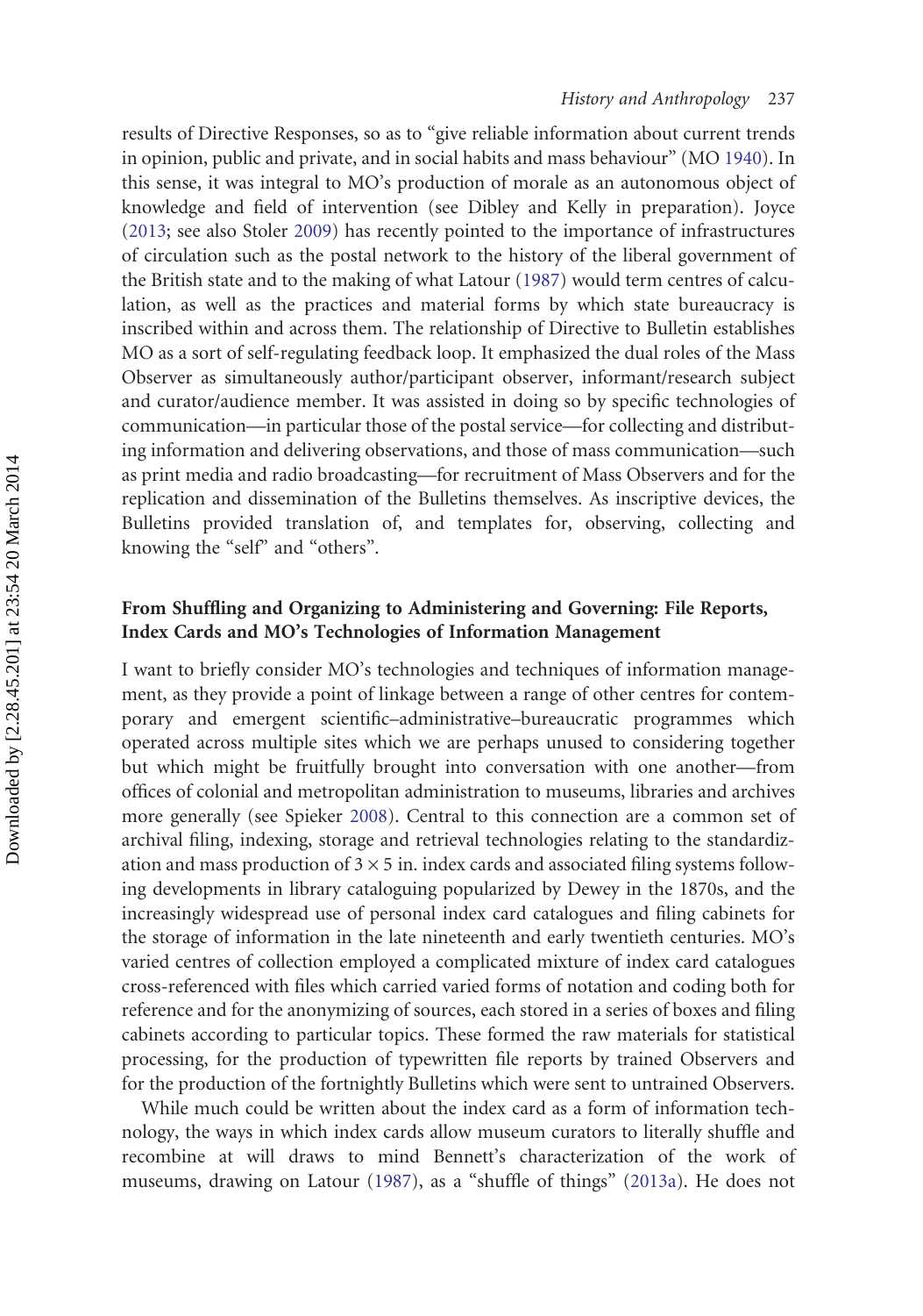results of Directive Responses, so as to "give reliable information about current trends in opinion, public and private, and in social habits and mass behaviour" (MO 1940). In this sense, it was integral to MO's production of morale as an autonomous object of knowledge and field of intervention (see Dibley and Kelly in preparation). Joyce (2013; see also Stoler 2009) has recently pointed to the importance of infrastructures of circulation such as the postal network to the history of the liberal government of the British state and to the making of what Latour (1987) would term centres of calculation, as well as the practices and material forms by which state bureaucracy is inscribed within and across them. The relationship of Directive to Bulletin establishes MO as a sort of self-regulating feedback loop. It emphasized the dual roles of the Mass Observer as simultaneously author/participant observer, informant/research subject and curator/audience member. It was assisted in doing so by specific technologies of communication—in particular those of the postal service—for collecting and distributing information and delivering observations, and those of mass communication—such as print media and radio broadcasting—for recruitment of Mass Observers and for the replication and dissemination of the Bulletins themselves. As inscriptive devices, the Bulletins provided translation of, and templates for, observing, collecting and knowing the "self" and "others".

## From Shuffling and Organizing to Administering and Governing: File Reports, Index Cards and MO's Technologies of Information Management

I want to briefly consider MO's technologies and techniques of information management, as they provide a point of linkage between a range of other centres for contemporary and emergent scientific–administrative–bureaucratic programmes which operated across multiple sites which we are perhaps unused to considering together but which might be fruitfully brought into conversation with one another—from offices of colonial and metropolitan administration to museums, libraries and archives more generally (see Spieker 2008). Central to this connection are a common set of archival filing, indexing, storage and retrieval technologies relating to the standardization and mass production of $3 \times 5$ in. index cards and associated filing systems following developments in library cataloguing popularized by Dewey in the 1870s, and the increasingly widespread use of personal index card catalogues and filing cabinets for the storage of information in the late nineteenth and early twentieth centuries. MO's varied centres of collection employed a complicated mixture of index card catalogues cross-referenced with files which carried varied forms of notation and coding both for reference and for the anonymizing of sources, each stored in a series of boxes and filing cabinets according to particular topics. These formed the raw materials for statistical processing, for the production of typewritten file reports by trained Observers and for the production of the fortnightly Bulletins which were sent to untrained Observers.

While much could be written about the index card as a form of information technology, the ways in which index cards allow museum curators to literally shuffle and recombine at will draws to mind Bennett's characterization of the work of museums, drawing on Latour (1987), as a "shuffle of things" (2013a). He does not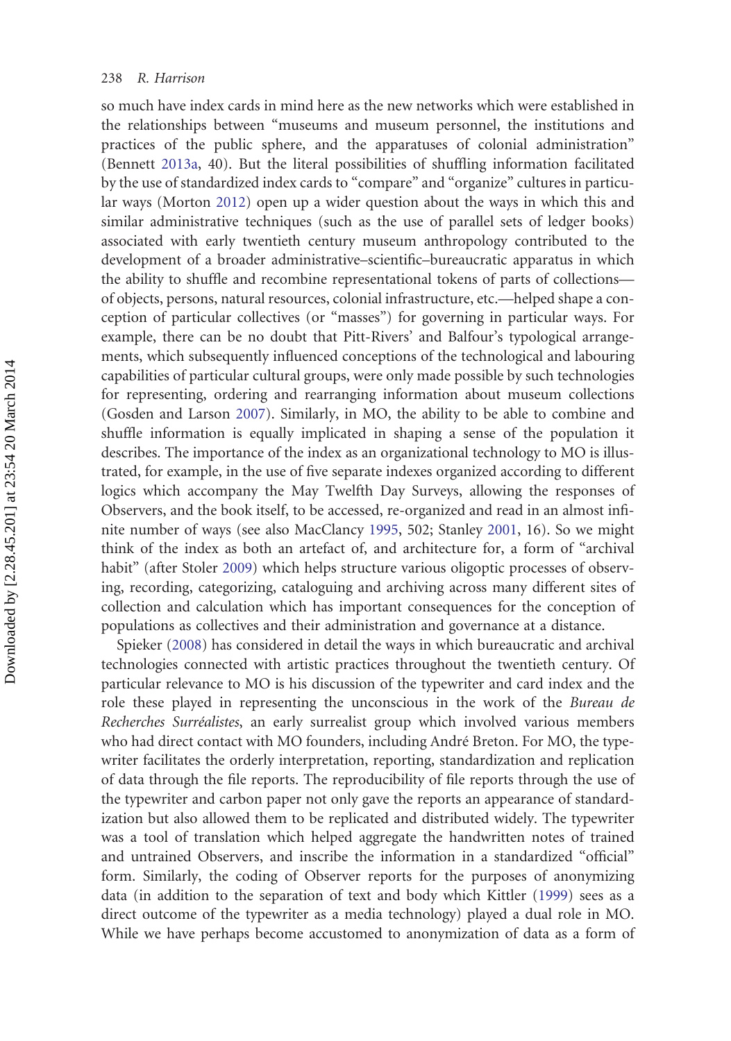so much have index cards in mind here as the new networks which were established in the relationships between "museums and museum personnel, the institutions and practices of the public sphere, and the apparatuses of colonial administration" (Bennett 2013a, 40). But the literal possibilities of shuffling information facilitated by the use of standardized index cards to "compare" and "organize" cultures in particular ways (Morton 2012) open up a wider question about the ways in which this and similar administrative techniques (such as the use of parallel sets of ledger books) associated with early twentieth century museum anthropology contributed to the development of a broader administrative–scientific–bureaucratic apparatus in which the ability to shuffle and recombine representational tokens of parts of collections—of objects, persons, natural resources, colonial infrastructure, etc.—helped shape a conception of particular collectives (or "masses") for governing in particular ways. For example, there can be no doubt that Pitt-Rivers' and Balfour's typological arrangements, which subsequently influenced conceptions of the technological and labouring capabilities of particular cultural groups, were only made possible by such technologies for representing, ordering and rearranging information about museum collections (Gosden and Larson 2007). Similarly, in MO, the ability to be able to combine and shuffle information is equally implicated in shaping a sense of the population it describes. The importance of the index as an organizational technology to MO is illustrated, for example, in the use of five separate indexes organized according to different logics which accompany the May Twelfth Day Surveys, allowing the responses of Observers, and the book itself, to be accessed, re-organized and read in an almost infinite number of ways (see also MacClancy 1995, 502; Stanley 2001, 16). So we might think of the index as both an artefact of, and architecture for, a form of "archival habit" (after Stoler 2009) which helps structure various oligoptic processes of observing, recording, categorizing, cataloguing and archiving across many different sites of collection and calculation which has important consequences for the conception of populations as collectives and their administration and governance at a distance.

Spieker (2008) has considered in detail the ways in which bureaucratic and archival technologies connected with artistic practices throughout the twentieth century. Of particular relevance to MO is his discussion of the typewriter and card index and the role these played in representing the unconscious in the work of the *Bureau de Recherches Surréalistes*, an early surrealist group which involved various members who had direct contact with MO founders, including André Breton. For MO, the typewriter facilitates the orderly interpretation, reporting, standardization and replication of data through the file reports. The reproducibility of file reports through the use of the typewriter and carbon paper not only gave the reports an appearance of standardization but also allowed them to be replicated and distributed widely. The typewriter was a tool of translation which helped aggregate the handwritten notes of trained and untrained Observers, and inscribe the information in a standardized "official" form. Similarly, the coding of Observer reports for the purposes of anonymizing data (in addition to the separation of text and body which Kittler (1999) sees as a direct outcome of the typewriter as a media technology) played a dual role in MO. While we have perhaps become accustomed to anonymization of data as a form of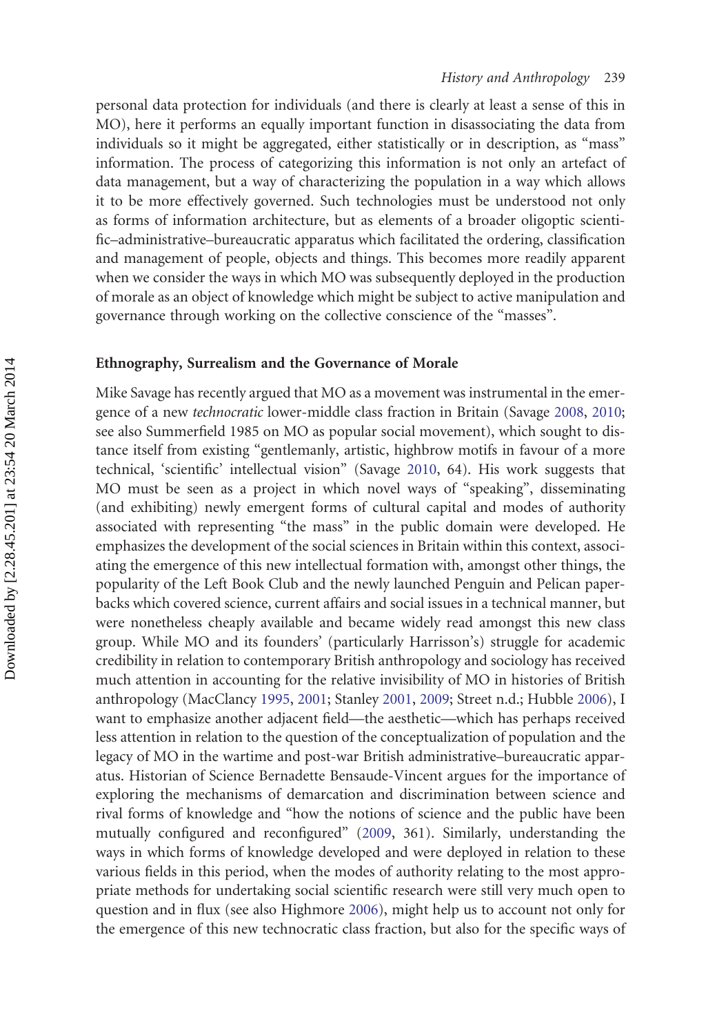personal data protection for individuals (and there is clearly at least a sense of this in MO), here it performs an equally important function in disassociating the data from individuals so it might be aggregated, either statistically or in description, as "mass" information. The process of categorizing this information is not only an artefact of data management, but a way of characterizing the population in a way which allows it to be more effectively governed. Such technologies must be understood not only as forms of information architecture, but as elements of a broader oligoptic scientific–administrative–bureaucratic apparatus which facilitated the ordering, classification and management of people, objects and things. This becomes more readily apparent when we consider the ways in which MO was subsequently deployed in the production of morale as an object of knowledge which might be subject to active manipulation and governance through working on the collective conscience of the "masses".

## Ethnography, Surrealism and the Governance of Morale

Mike Savage has recently argued that MO as a movement was instrumental in the emergence of a new *technocratic* lower-middle class fraction in Britain (Savage 2008, 2010; see also Summerfield 1985 on MO as popular social movement), which sought to distance itself from existing "gentlemanly, artistic, highbrow motifs in favour of a more technical, 'scientific' intellectual vision" (Savage 2010, 64). His work suggests that MO must be seen as a project in which novel ways of "speaking", disseminating (and exhibiting) newly emergent forms of cultural capital and modes of authority associated with representing "the mass" in the public domain were developed. He emphasizes the development of the social sciences in Britain within this context, associating the emergence of this new intellectual formation with, amongst other things, the popularity of the Left Book Club and the newly launched Penguin and Pelican paperbacks which covered science, current affairs and social issues in a technical manner, but were nonetheless cheaply available and became widely read amongst this new class group. While MO and its founders' (particularly Harrisson's) struggle for academic credibility in relation to contemporary British anthropology and sociology has received much attention in accounting for the relative invisibility of MO in histories of British anthropology (MacClancy 1995, 2001; Stanley 2001, 2009; Street n.d.; Hubble 2006), I want to emphasize another adjacent field—the aesthetic—which has perhaps received less attention in relation to the question of the conceptualization of population and the legacy of MO in the wartime and post-war British administrative–bureaucratic apparatus. Historian of Science Bernadette Bensaude-Vincent argues for the importance of exploring the mechanisms of demarcation and discrimination between science and rival forms of knowledge and "how the notions of science and the public have been mutually configured and reconfigured" (2009, 361). Similarly, understanding the ways in which forms of knowledge developed and were deployed in relation to these various fields in this period, when the modes of authority relating to the most appropriate methods for undertaking social scientific research were still very much open to question and in flux (see also Highmore 2006), might help us to account not only for the emergence of this new technocratic class fraction, but also for the specific ways of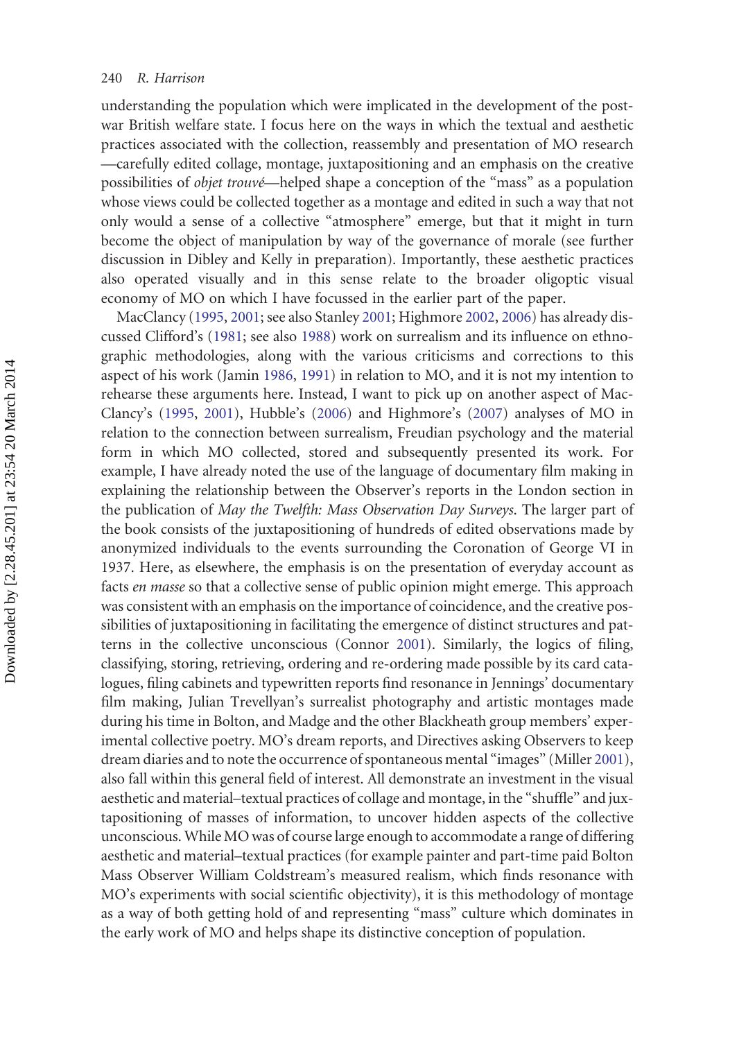understanding the population which were implicated in the development of the post-war British welfare state. I focus here on the ways in which the textual and aesthetic practices associated with the collection, reassembly and presentation of MO research—carefully edited collage, montage, juxtapositioning and an emphasis on the creative possibilities of *objet trouvé*—helped shape a conception of the "mass" as a population whose views could be collected together as a montage and edited in such a way that not only would a sense of a collective "atmosphere" emerge, but that it might in turn become the object of manipulation by way of the governance of morale (see further discussion in Dibley and Kelly in preparation). Importantly, these aesthetic practices also operated visually and in this sense relate to the broader oligoptic visual economy of MO on which I have focussed in the earlier part of the paper.

MacClancy (1995, 2001; see also Stanley 2001; Highmore 2002, 2006) has already discussed Clifford's (1981; see also 1988) work on surrealism and its influence on ethnographic methodologies, along with the various criticisms and corrections to this aspect of his work (Jamin 1986, 1991) in relation to MO, and it is not my intention to rehearse these arguments here. Instead, I want to pick up on another aspect of MacClancy's (1995, 2001), Hubble's (2006) and Highmore's (2007) analyses of MO in relation to the connection between surrealism, Freudian psychology and the material form in which MO collected, stored and subsequently presented its work. For example, I have already noted the use of the language of documentary film making in explaining the relationship between the Observer's reports in the London section in the publication of *May the Twelfth: Mass Observation Day Surveys*. The larger part of the book consists of the juxtapositioning of hundreds of edited observations made by anonymized individuals to the events surrounding the Coronation of George VI in 1937. Here, as elsewhere, the emphasis is on the presentation of everyday account as facts *en masse* so that a collective sense of public opinion might emerge. This approach was consistent with an emphasis on the importance of coincidence, and the creative possibilities of juxtapositioning in facilitating the emergence of distinct structures and patterns in the collective unconscious (Connor 2001). Similarly, the logics of filing, classifying, storing, retrieving, ordering and re-ordering made possible by its card catalogues, filing cabinets and typewritten reports find resonance in Jennings' documentary film making, Julian Trevellyan's surrealist photography and artistic montages made during his time in Bolton, and Madge and the other Blackheath group members' experimental collective poetry. MO's dream reports, and Directives asking Observers to keep dream diaries and to note the occurrence of spontaneous mental "images" (Miller 2001), also fall within this general field of interest. All demonstrate an investment in the visual aesthetic and material–textual practices of collage and montage, in the "shuffle" and juxtapositioning of masses of information, to uncover hidden aspects of the collective unconscious. While MO was of course large enough to accommodate a range of differing aesthetic and material–textual practices (for example painter and part-time paid Bolton Mass Observer William Coldstream's measured realism, which finds resonance with MO's experiments with social scientific objectivity), it is this methodology of montage as a way of both getting hold of and representing "mass" culture which dominates in the early work of MO and helps shape its distinctive conception of population.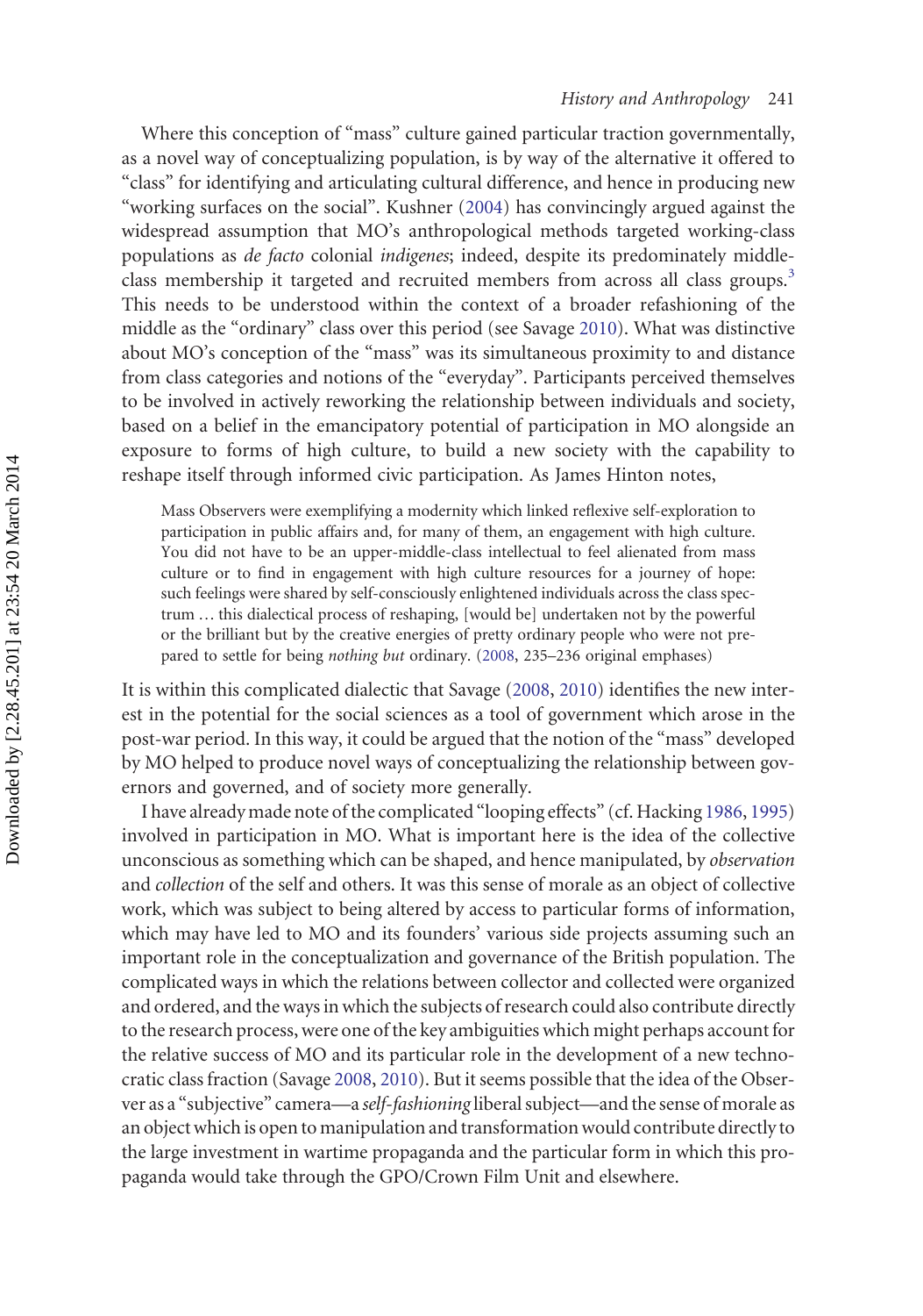Where this conception of "mass" culture gained particular traction governmentally, as a novel way of conceptualizing population, is by way of the alternative it offered to "class" for identifying and articulating cultural difference, and hence in producing new "working surfaces on the social". Kushner (2004) has convincingly argued against the widespread assumption that MO's anthropological methods targeted working-class populations as *de facto* colonial *indigenes*; indeed, despite its predominately middle-class membership it targeted and recruited members from across all class groups.[3] This needs to be understood within the context of a broader refashioning of the middle as the "ordinary" class over this period (see Savage 2010). What was distinctive about MO's conception of the "mass" was its simultaneous proximity to and distance from class categories and notions of the "everyday". Participants perceived themselves to be involved in actively reworking the relationship between individuals and society, based on a belief in the emancipatory potential of participation in MO alongside an exposure to forms of high culture, to build a new society with the capability to reshape itself through informed civic participation. As James Hinton notes,

> Mass Observers were exemplifying a modernity which linked reflexive self-exploration to participation in public affairs and, for many of them, an engagement with high culture. You did not have to be an upper-middle-class intellectual to feel alienated from mass culture or to find in engagement with high culture resources for a journey of hope: such feelings were shared by self-consciously enlightened individuals across the class spectrum … this dialectical process of reshaping, [would be] undertaken not by the powerful or the brilliant but by the creative energies of pretty ordinary people who were not prepared to settle for being *nothing but* ordinary. (2008, 235–236 original emphases)

It is within this complicated dialectic that Savage (2008, 2010) identifies the new interest in the potential for the social sciences as a tool of government which arose in the post-war period. In this way, it could be argued that the notion of the "mass" developed by MO helped to produce novel ways of conceptualizing the relationship between governors and governed, and of society more generally.

I have already made note of the complicated "looping effects" (cf. Hacking 1986, 1995) involved in participation in MO. What is important here is the idea of the collective unconscious as something which can be shaped, and hence manipulated, by *observation* and *collection* of the self and others. It was this sense of morale as an object of collective work, which was subject to being altered by access to particular forms of information, which may have led to MO and its founders' various side projects assuming such an important role in the conceptualization and governance of the British population. The complicated ways in which the relations between collector and collected were organized and ordered, and the ways in which the subjects of research could also contribute directly to the research process, were one of the key ambiguities which might perhaps account for the relative success of MO and its particular role in the development of a new technocratic class fraction (Savage 2008, 2010). But it seems possible that the idea of the Observer as a "subjective" camera—a *self-fashioning* liberal subject—and the sense of morale as an object which is open to manipulation and transformation would contribute directly to the large investment in wartime propaganda and the particular form in which this propaganda would take through the GPO/Crown Film Unit and elsewhere.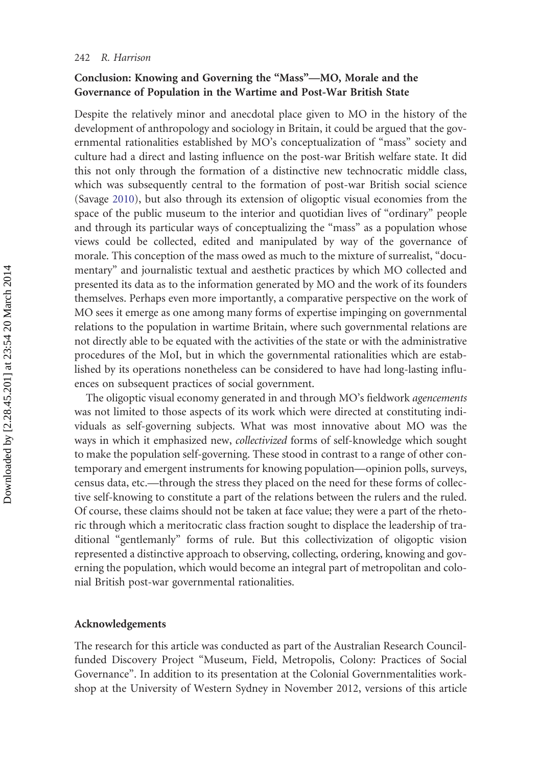## Conclusion: Knowing and Governing the "Mass"—MO, Morale and the Governance of Population in the Wartime and Post-War British State

Despite the relatively minor and anecdotal place given to MO in the history of the development of anthropology and sociology in Britain, it could be argued that the governmental rationalities established by MO's conceptualization of "mass" society and culture had a direct and lasting influence on the post-war British welfare state. It did this not only through the formation of a distinctive new technocratic middle class, which was subsequently central to the formation of post-war British social science (Savage 2010), but also through its extension of oligoptic visual economies from the space of the public museum to the interior and quotidian lives of "ordinary" people and through its particular ways of conceptualizing the "mass" as a population whose views could be collected, edited and manipulated by way of the governance of morale. This conception of the mass owed as much to the mixture of surrealist, "documentary" and journalistic textual and aesthetic practices by which MO collected and presented its data as to the information generated by MO and the work of its founders themselves. Perhaps even more importantly, a comparative perspective on the work of MO sees it emerge as one among many forms of expertise impinging on governmental relations to the population in wartime Britain, where such governmental relations are not directly able to be equated with the activities of the state or with the administrative procedures of the MoI, but in which the governmental rationalities which are established by its operations nonetheless can be considered to have had long-lasting influences on subsequent practices of social government.

The oligoptic visual economy generated in and through MO's fieldwork *agencements* was not limited to those aspects of its work which were directed at constituting individuals as self-governing subjects. What was most innovative about MO was the ways in which it emphasized new, *collectivized* forms of self-knowledge which sought to make the population self-governing. These stood in contrast to a range of other contemporary and emergent instruments for knowing population—opinion polls, surveys, census data, etc.—through the stress they placed on the need for these forms of collective self-knowing to constitute a part of the relations between the rulers and the ruled. Of course, these claims should not be taken at face value; they were a part of the rhetoric through which a meritocratic class fraction sought to displace the leadership of traditional "gentlemanly" forms of rule. But this collectivization of oligoptic vision represented a distinctive approach to observing, collecting, ordering, knowing and governing the population, which would become an integral part of metropolitan and colonial British post-war governmental rationalities.

## Acknowledgements

The research for this article was conducted as part of the Australian Research Council-funded Discovery Project "Museum, Field, Metropolis, Colony: Practices of Social Governance". In addition to its presentation at the Colonial Governmentalities workshop at the University of Western Sydney in November 2012, versions of this article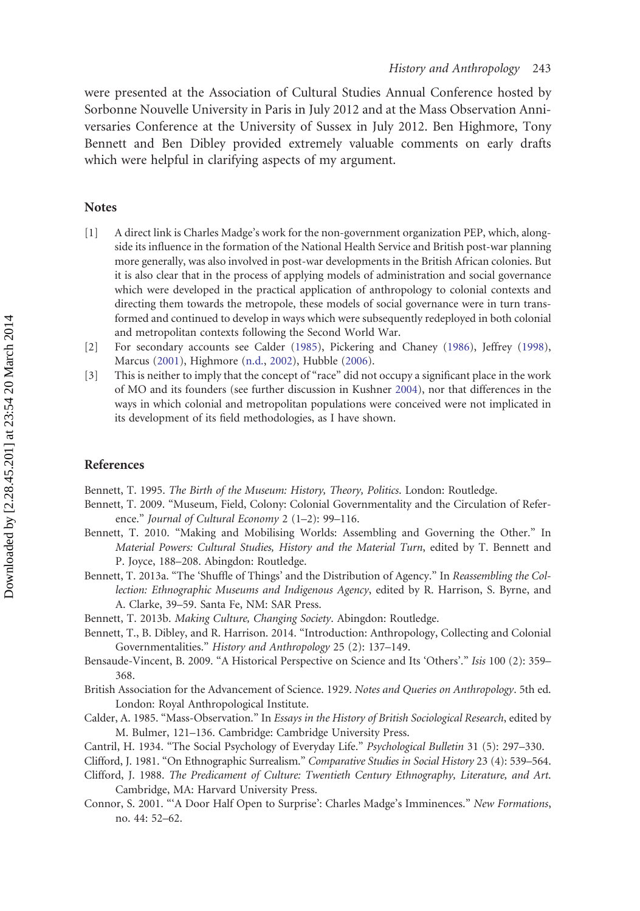were presented at the Association of Cultural Studies Annual Conference hosted by Sorbonne Nouvelle University in Paris in July 2012 and at the Mass Observation Anniversaries Conference at the University of Sussex in July 2012. Ben Highmore, Tony Bennett and Ben Dibley provided extremely valuable comments on early drafts which were helpful in clarifying aspects of my argument.

## Notes

[1] A direct link is Charles Madge's work for the non-government organization PEP, which, alongside its influence in the formation of the National Health Service and British post-war planning more generally, was also involved in post-war developments in the British African colonies. But it is also clear that in the process of applying models of administration and social governance which were developed in the practical application of anthropology to colonial contexts and directing them towards the metropole, these models of social governance were in turn transformed and continued to develop in ways which were subsequently redeployed in both colonial and metropolitan contexts following the Second World War.

[2] For secondary accounts see Calder (1985), Pickering and Chaney (1986), Jeffrey (1998), Marcus (2001), Highmore (n.d., 2002), Hubble (2006).

[3] This is neither to imply that the concept of "race" did not occupy a significant place in the work of MO and its founders (see further discussion in Kushner 2004), nor that differences in the ways in which colonial and metropolitan populations were conceived were not implicated in its development of its field methodologies, as I have shown.

## References

Bennett, T. 1995. *The Birth of the Museum: History, Theory, Politics*. London: Routledge.

Bennett, T. 2009. "Museum, Field, Colony: Colonial Governmentality and the Circulation of Reference." *Journal of Cultural Economy* 2 (1–2): 99–116.

Bennett, T. 2010. "Making and Mobilising Worlds: Assembling and Governing the Other." In *Material Powers: Cultural Studies, History and the Material Turn*, edited by T. Bennett and P. Joyce, 188–208. Abingdon: Routledge.

Bennett, T. 2013a. "The 'Shuffle of Things' and the Distribution of Agency." In *Reassembling the Collection: Ethnographic Museums and Indigenous Agency*, edited by R. Harrison, S. Byrne, and A. Clarke, 39–59. Santa Fe, NM: SAR Press.

Bennett, T. 2013b. *Making Culture, Changing Society*. Abingdon: Routledge.

Bennett, T., B. Dibley, and R. Harrison. 2014. "Introduction: Anthropology, Collecting and Colonial Governmentalities." *History and Anthropology* 25 (2): 137–149.

Bensaude-Vincent, B. 2009. "A Historical Perspective on Science and Its 'Others'." *Isis* 100 (2): 359–368.

British Association for the Advancement of Science. 1929. *Notes and Queries on Anthropology*. 5th ed. London: Royal Anthropological Institute.

Calder, A. 1985. "Mass-Observation." In *Essays in the History of British Sociological Research*, edited by M. Bulmer, 121–136. Cambridge: Cambridge University Press.

Cantril, H. 1934. "The Social Psychology of Everyday Life." *Psychological Bulletin* 31 (5): 297–330.

Clifford, J. 1981. "On Ethnographic Surrealism." *Comparative Studies in Social History* 23 (4): 539–564.

Clifford, J. 1988. *The Predicament of Culture: Twentieth Century Ethnography, Literature, and Art*. Cambridge, MA: Harvard University Press.

Connor, S. 2001. "'A Door Half Open to Surprise': Charles Madge's Imminences." *New Formations*, no. 44: 52–62.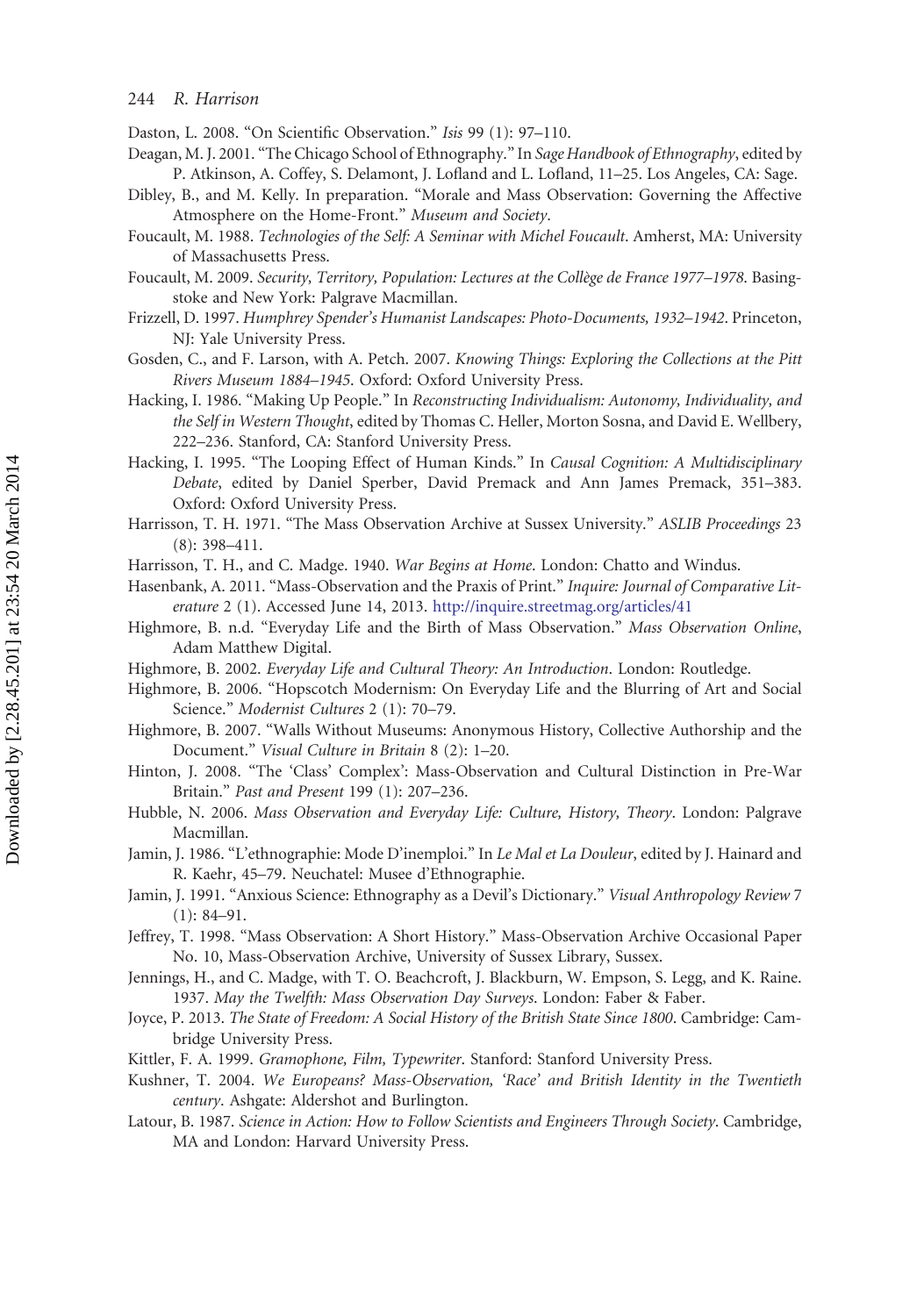Daston, L. 2008. "On Scientific Observation." *Isis* 99 (1): 97–110.

Deagan, M. J. 2001. "The Chicago School of Ethnography." In *Sage Handbook of Ethnography*, edited by P. Atkinson, A. Coffey, S. Delamont, J. Lofland and L. Lofland, 11–25. Los Angeles, CA: Sage.

Dibley, B., and M. Kelly. In preparation. "Morale and Mass Observation: Governing the Affective Atmosphere on the Home-Front." *Museum and Society*.

Foucault, M. 1988. *Technologies of the Self: A Seminar with Michel Foucault*. Amherst, MA: University of Massachusetts Press.

Foucault, M. 2009. *Security, Territory, Population: Lectures at the Collège de France 1977–1978*. Basingstoke and New York: Palgrave Macmillan.

Frizzell, D. 1997. *Humphrey Spender's Humanist Landscapes: Photo-Documents, 1932–1942*. Princeton, NJ: Yale University Press.

Gosden, C., and F. Larson, with A. Petch. 2007. *Knowing Things: Exploring the Collections at the Pitt Rivers Museum 1884–1945*. Oxford: Oxford University Press.

Hacking, I. 1986. "Making Up People." In *Reconstructing Individualism: Autonomy, Individuality, and the Self in Western Thought*, edited by Thomas C. Heller, Morton Sosna, and David E. Wellbery, 222–236. Stanford, CA: Stanford University Press.

Hacking, I. 1995. "The Looping Effect of Human Kinds." In *Causal Cognition: A Multidisciplinary Debate*, edited by Daniel Sperber, David Premack and Ann James Premack, 351–383. Oxford: Oxford University Press.

Harrisson, T. H. 1971. "The Mass Observation Archive at Sussex University." *ASLIB Proceedings* 23 (8): 398–411.

Harrisson, T. H., and C. Madge. 1940. *War Begins at Home*. London: Chatto and Windus.

Hasenbank, A. 2011. "Mass-Observation and the Praxis of Print." *Inquire: Journal of Comparative Literature* 2 (1). Accessed June 14, 2013. http://inquire.streetmag.org/articles/41

Highmore, B. n.d. "Everyday Life and the Birth of Mass Observation." *Mass Observation Online*, Adam Matthew Digital.

Highmore, B. 2002. *Everyday Life and Cultural Theory: An Introduction*. London: Routledge.

Highmore, B. 2006. "Hopscotch Modernism: On Everyday Life and the Blurring of Art and Social Science." *Modernist Cultures* 2 (1): 70–79.

Highmore, B. 2007. "Walls Without Museums: Anonymous History, Collective Authorship and the Document." *Visual Culture in Britain* 8 (2): 1–20.

Hinton, J. 2008. "The 'Class' Complex': Mass-Observation and Cultural Distinction in Pre-War Britain." *Past and Present* 199 (1): 207–236.

Hubble, N. 2006. *Mass Observation and Everyday Life: Culture, History, Theory*. London: Palgrave Macmillan.

Jamin, J. 1986. "L'ethnographie: Mode D'inemploi." In *Le Mal et La Douleur*, edited by J. Hainard and R. Kaehr, 45–79. Neuchatel: Musee d'Ethnographie.

Jamin, J. 1991. "Anxious Science: Ethnography as a Devil's Dictionary." *Visual Anthropology Review* 7 (1): 84–91.

Jeffrey, T. 1998. "Mass Observation: A Short History." Mass-Observation Archive Occasional Paper No. 10, Mass-Observation Archive, University of Sussex Library, Sussex.

Jennings, H., and C. Madge, with T. O. Beachcroft, J. Blackburn, W. Empson, S. Legg, and K. Raine. 1937. *May the Twelfth: Mass Observation Day Surveys*. London: Faber & Faber.

Joyce, P. 2013. *The State of Freedom: A Social History of the British State Since 1800*. Cambridge: Cambridge University Press.

Kittler, F. A. 1999. *Gramophone, Film, Typewriter*. Stanford: Stanford University Press.

Kushner, T. 2004. *We Europeans? Mass-Observation, 'Race' and British Identity in the Twentieth century*. Ashgate: Aldershot and Burlington.

Latour, B. 1987. *Science in Action: How to Follow Scientists and Engineers Through Society*. Cambridge, MA and London: Harvard University Press.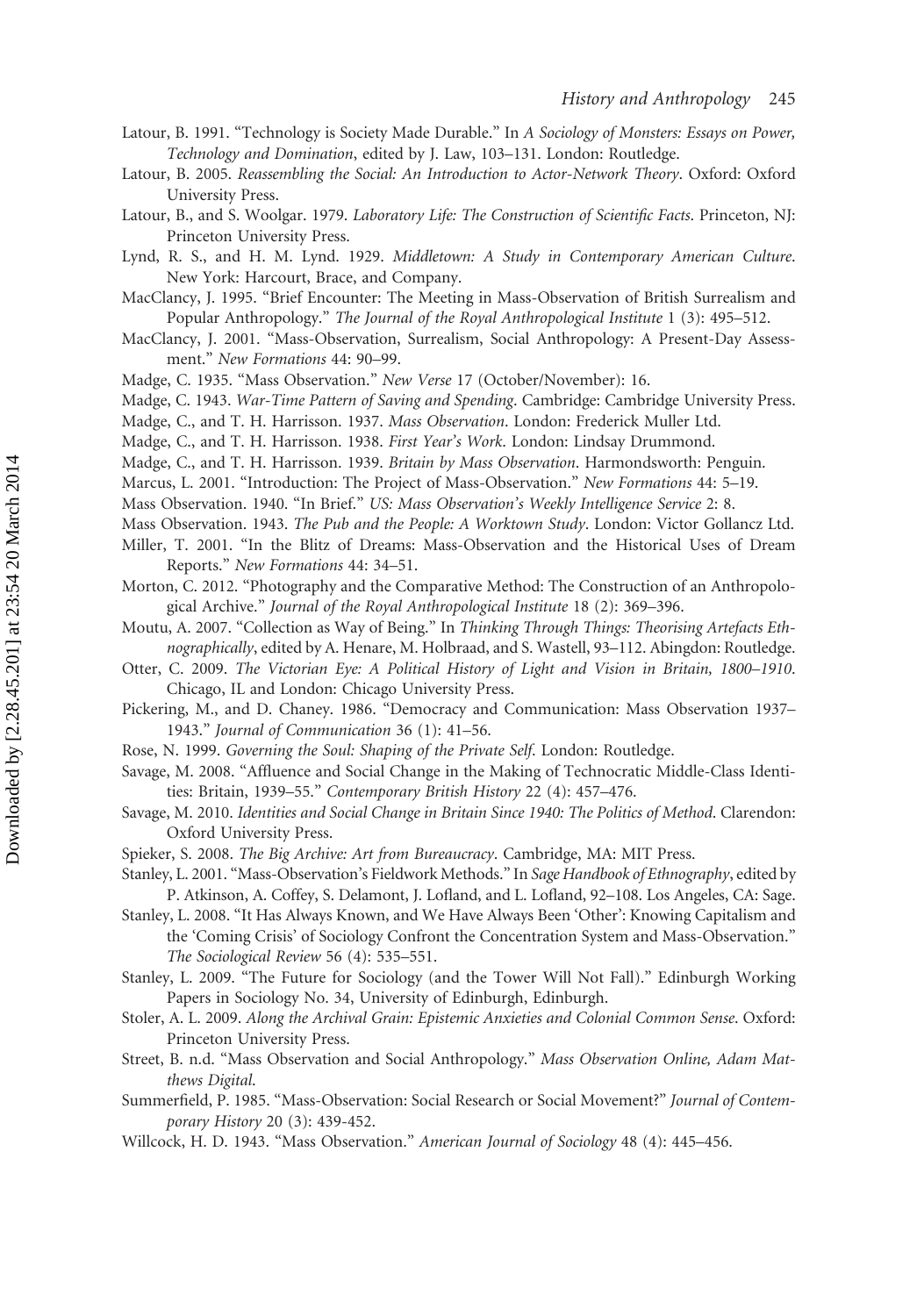Latour, B. 1991. "Technology is Society Made Durable." In *A Sociology of Monsters: Essays on Power, Technology and Domination*, edited by J. Law, 103–131. London: Routledge.

Latour, B. 2005. *Reassembling the Social: An Introduction to Actor-Network Theory*. Oxford: Oxford University Press.

Latour, B., and S. Woolgar. 1979. *Laboratory Life: The Construction of Scientific Facts*. Princeton, NJ: Princeton University Press.

Lynd, R. S., and H. M. Lynd. 1929. *Middletown: A Study in Contemporary American Culture*. New York: Harcourt, Brace, and Company.

MacClancy, J. 1995. "Brief Encounter: The Meeting in Mass-Observation of British Surrealism and Popular Anthropology." *The Journal of the Royal Anthropological Institute* 1 (3): 495–512.

MacClancy, J. 2001. "Mass-Observation, Surrealism, Social Anthropology: A Present-Day Assessment." *New Formations* 44: 90–99.

Madge, C. 1935. "Mass Observation." *New Verse* 17 (October/November): 16.

Madge, C. 1943. *War-Time Pattern of Saving and Spending*. Cambridge: Cambridge University Press.

Madge, C., and T. H. Harrisson. 1937. *Mass Observation*. London: Frederick Muller Ltd.

Madge, C., and T. H. Harrisson. 1938. *First Year's Work*. London: Lindsay Drummond.

Madge, C., and T. H. Harrisson. 1939. *Britain by Mass Observation*. Harmondsworth: Penguin.

Marcus, L. 2001. "Introduction: The Project of Mass-Observation." *New Formations* 44: 5–19.

Mass Observation. 1940. "In Brief." *US: Mass Observation's Weekly Intelligence Service* 2: 8.

Mass Observation. 1943. *The Pub and the People: A Worktown Study*. London: Victor Gollancz Ltd.

Miller, T. 2001. "In the Blitz of Dreams: Mass-Observation and the Historical Uses of Dream Reports." *New Formations* 44: 34–51.

Morton, C. 2012. "Photography and the Comparative Method: The Construction of an Anthropological Archive." *Journal of the Royal Anthropological Institute* 18 (2): 369–396.

Moutu, A. 2007. "Collection as Way of Being." In *Thinking Through Things: Theorising Artefacts Ethnographically*, edited by A. Henare, M. Holbraad, and S. Wastell, 93–112. Abingdon: Routledge.

Otter, C. 2009. *The Victorian Eye: A Political History of Light and Vision in Britain, 1800–1910*. Chicago, IL and London: Chicago University Press.

Pickering, M., and D. Chaney. 1986. "Democracy and Communication: Mass Observation 1937–1943." *Journal of Communication* 36 (1): 41–56.

Rose, N. 1999. *Governing the Soul: Shaping of the Private Self*. London: Routledge.

Savage, M. 2008. "Affluence and Social Change in the Making of Technocratic Middle-Class Identities: Britain, 1939–55." *Contemporary British History* 22 (4): 457–476.

Savage, M. 2010. *Identities and Social Change in Britain Since 1940: The Politics of Method*. Clarendon: Oxford University Press.

Spieker, S. 2008. *The Big Archive: Art from Bureaucracy*. Cambridge, MA: MIT Press.

Stanley, L. 2001. "Mass-Observation's Fieldwork Methods." In *Sage Handbook of Ethnography*, edited by P. Atkinson, A. Coffey, S. Delamont, J. Lofland, and L. Lofland, 92–108. Los Angeles, CA: Sage.

Stanley, L. 2008. "It Has Always Known, and We Have Always Been 'Other': Knowing Capitalism and the 'Coming Crisis' of Sociology Confront the Concentration System and Mass-Observation." *The Sociological Review* 56 (4): 535–551.

Stanley, L. 2009. "The Future for Sociology (and the Tower Will Not Fall)." Edinburgh Working Papers in Sociology No. 34, University of Edinburgh, Edinburgh.

Stoler, A. L. 2009. *Along the Archival Grain: Epistemic Anxieties and Colonial Common Sense*. Oxford: Princeton University Press.

Street, B. n.d. "Mass Observation and Social Anthropology." *Mass Observation Online, Adam Matthews Digital*.

Summerfield, P. 1985. "Mass-Observation: Social Research or Social Movement?" *Journal of Contemporary History* 20 (3): 439-452.

Willcock, H. D. 1943. "Mass Observation." *American Journal of Sociology* 48 (4): 445–456.